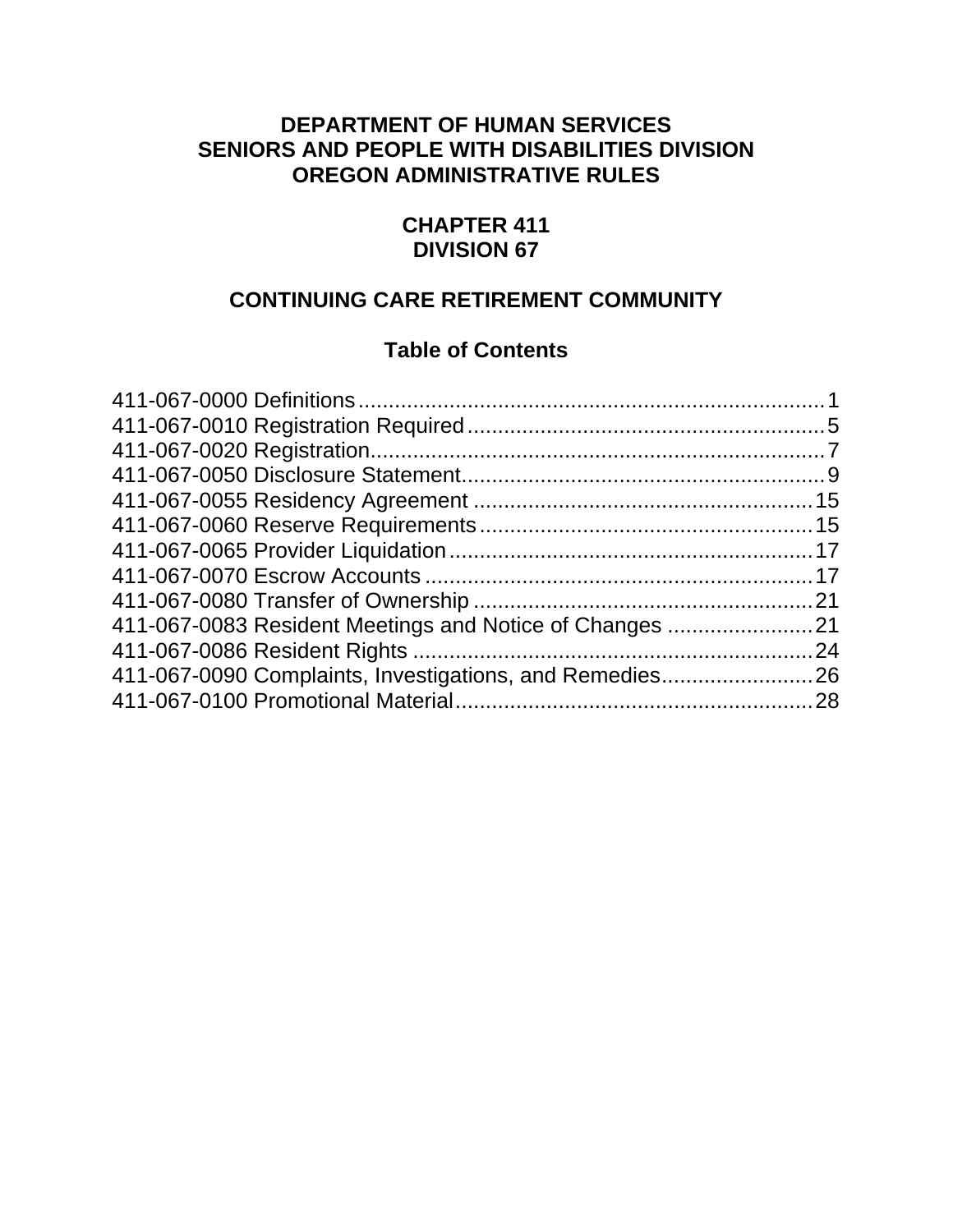# DEPARTMENT OF HUMAN SERVICES
# SENIORS AND PEOPLE WITH DISABILITIES DIVISION
# OREGON ADMINISTRATIVE RULES

## CHAPTER 411
## DIVISION 67

## CONTINUING CARE RETIREMENT COMMUNITY

### Table of Contents

411-067-0000 Definitions........................................................................1
411-067-0010 Registration Required.......................................................5
411-067-0020 Registration.......................................................................7
411-067-0050 Disclosure Statement........................................................9
411-067-0055 Residency Agreement .....................................................15
411-067-0060 Reserve Requirements.....................................................15
411-067-0065 Provider Liquidation.........................................................17
411-067-0070 Escrow Accounts..............................................................17
411-067-0080 Transfer of Ownership .....................................................21
411-067-0083 Resident Meetings and Notice of Changes .......................21
411-067-0086 Resident Rights ................................................................24
411-067-0090 Complaints, Investigations, and Remedies........................26
411-067-0100 Promotional Material........................................................28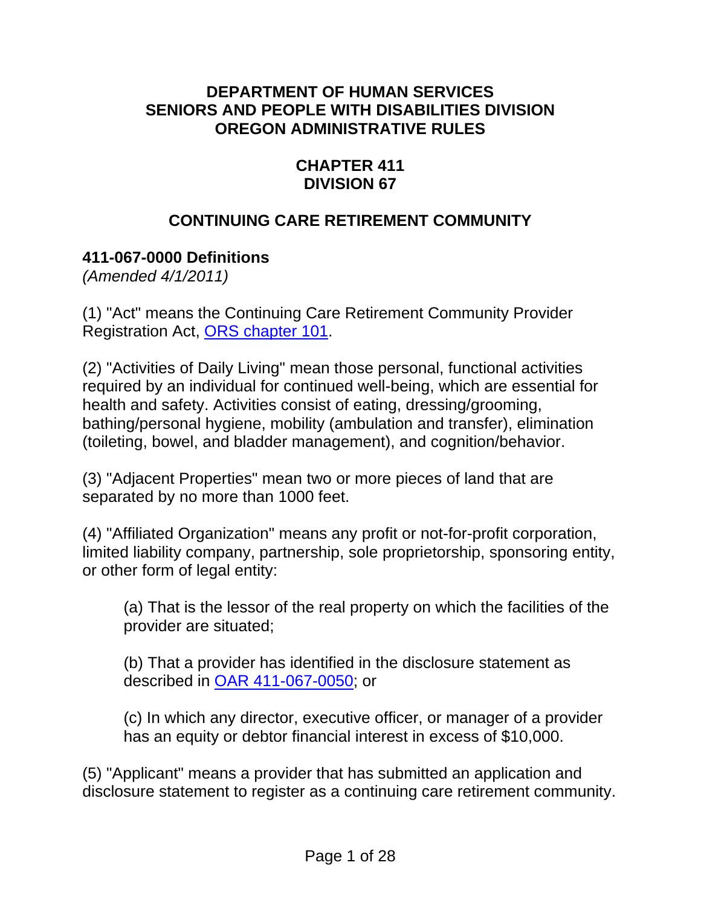**DEPARTMENT OF HUMAN SERVICES**
**SENIORS AND PEOPLE WITH DISABILITIES DIVISION**
**OREGON ADMINISTRATIVE RULES**

**CHAPTER 411**
**DIVISION 67**

# CONTINUING CARE RETIREMENT COMMUNITY

## 411-067-0000 Definitions

*(Amended 4/1/2011)*

(1) "Act" means the Continuing Care Retirement Community Provider Registration Act, [ORS chapter 101](ORS chapter 101).

(2) "Activities of Daily Living" mean those personal, functional activities required by an individual for continued well-being, which are essential for health and safety. Activities consist of eating, dressing/grooming, bathing/personal hygiene, mobility (ambulation and transfer), elimination (toileting, bowel, and bladder management), and cognition/behavior.

(3) "Adjacent Properties" mean two or more pieces of land that are separated by no more than 1000 feet.

(4) "Affiliated Organization" means any profit or not-for-profit corporation, limited liability company, partnership, sole proprietorship, sponsoring entity, or other form of legal entity:

> (a) That is the lessor of the real property on which the facilities of the provider are situated;
>
> (b) That a provider has identified in the disclosure statement as described in [OAR 411-067-0050](OAR 411-067-0050); or
>
> (c) In which any director, executive officer, or manager of a provider has an equity or debtor financial interest in excess of $10,000.

(5) "Applicant" means a provider that has submitted an application and disclosure statement to register as a continuing care retirement community.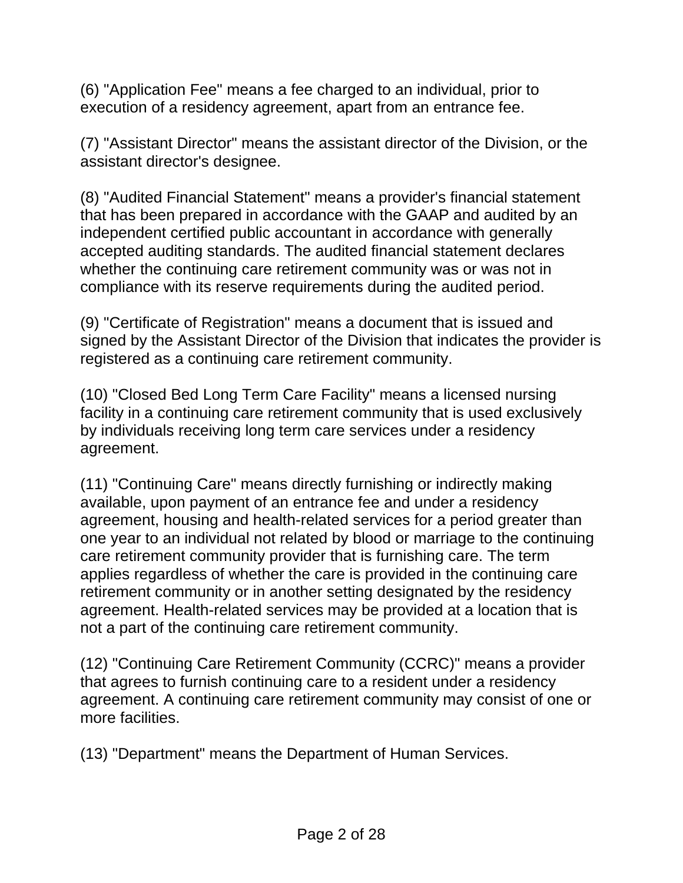(6) "Application Fee" means a fee charged to an individual, prior to execution of a residency agreement, apart from an entrance fee.

(7) "Assistant Director" means the assistant director of the Division, or the assistant director's designee.

(8) "Audited Financial Statement" means a provider's financial statement that has been prepared in accordance with the GAAP and audited by an independent certified public accountant in accordance with generally accepted auditing standards. The audited financial statement declares whether the continuing care retirement community was or was not in compliance with its reserve requirements during the audited period.

(9) "Certificate of Registration" means a document that is issued and signed by the Assistant Director of the Division that indicates the provider is registered as a continuing care retirement community.

(10) "Closed Bed Long Term Care Facility" means a licensed nursing facility in a continuing care retirement community that is used exclusively by individuals receiving long term care services under a residency agreement.

(11) "Continuing Care" means directly furnishing or indirectly making available, upon payment of an entrance fee and under a residency agreement, housing and health-related services for a period greater than one year to an individual not related by blood or marriage to the continuing care retirement community provider that is furnishing care. The term applies regardless of whether the care is provided in the continuing care retirement community or in another setting designated by the residency agreement. Health-related services may be provided at a location that is not a part of the continuing care retirement community.

(12) "Continuing Care Retirement Community (CCRC)" means a provider that agrees to furnish continuing care to a resident under a residency agreement. A continuing care retirement community may consist of one or more facilities.

(13) "Department" means the Department of Human Services.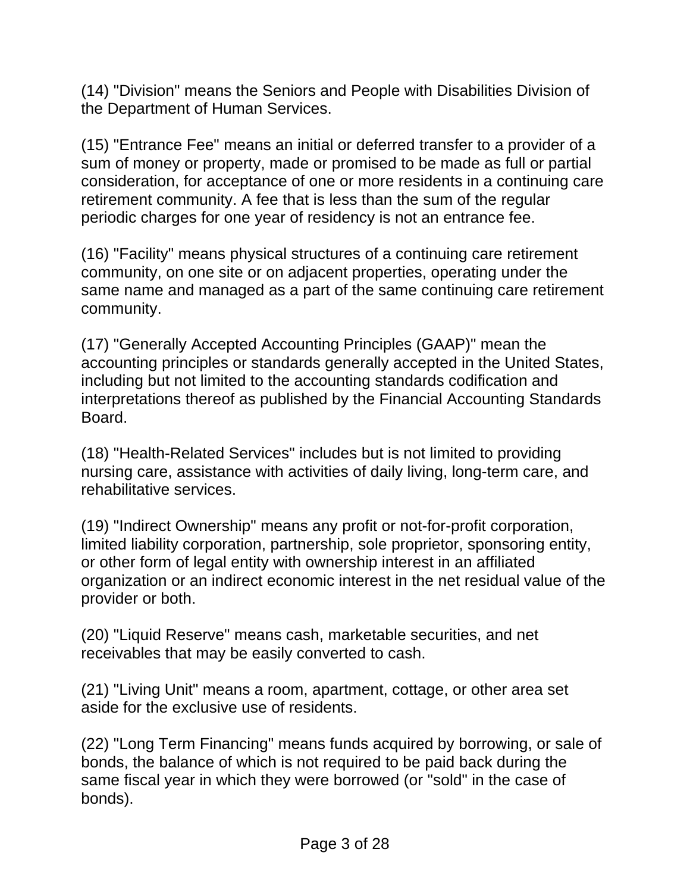(14) "Division" means the Seniors and People with Disabilities Division of the Department of Human Services.

(15) "Entrance Fee" means an initial or deferred transfer to a provider of a sum of money or property, made or promised to be made as full or partial consideration, for acceptance of one or more residents in a continuing care retirement community. A fee that is less than the sum of the regular periodic charges for one year of residency is not an entrance fee.

(16) "Facility" means physical structures of a continuing care retirement community, on one site or on adjacent properties, operating under the same name and managed as a part of the same continuing care retirement community.

(17) "Generally Accepted Accounting Principles (GAAP)" mean the accounting principles or standards generally accepted in the United States, including but not limited to the accounting standards codification and interpretations thereof as published by the Financial Accounting Standards Board.

(18) "Health-Related Services" includes but is not limited to providing nursing care, assistance with activities of daily living, long-term care, and rehabilitative services.

(19) "Indirect Ownership" means any profit or not-for-profit corporation, limited liability corporation, partnership, sole proprietor, sponsoring entity, or other form of legal entity with ownership interest in an affiliated organization or an indirect economic interest in the net residual value of the provider or both.

(20) "Liquid Reserve" means cash, marketable securities, and net receivables that may be easily converted to cash.

(21) "Living Unit" means a room, apartment, cottage, or other area set aside for the exclusive use of residents.

(22) "Long Term Financing" means funds acquired by borrowing, or sale of bonds, the balance of which is not required to be paid back during the same fiscal year in which they were borrowed (or "sold" in the case of bonds).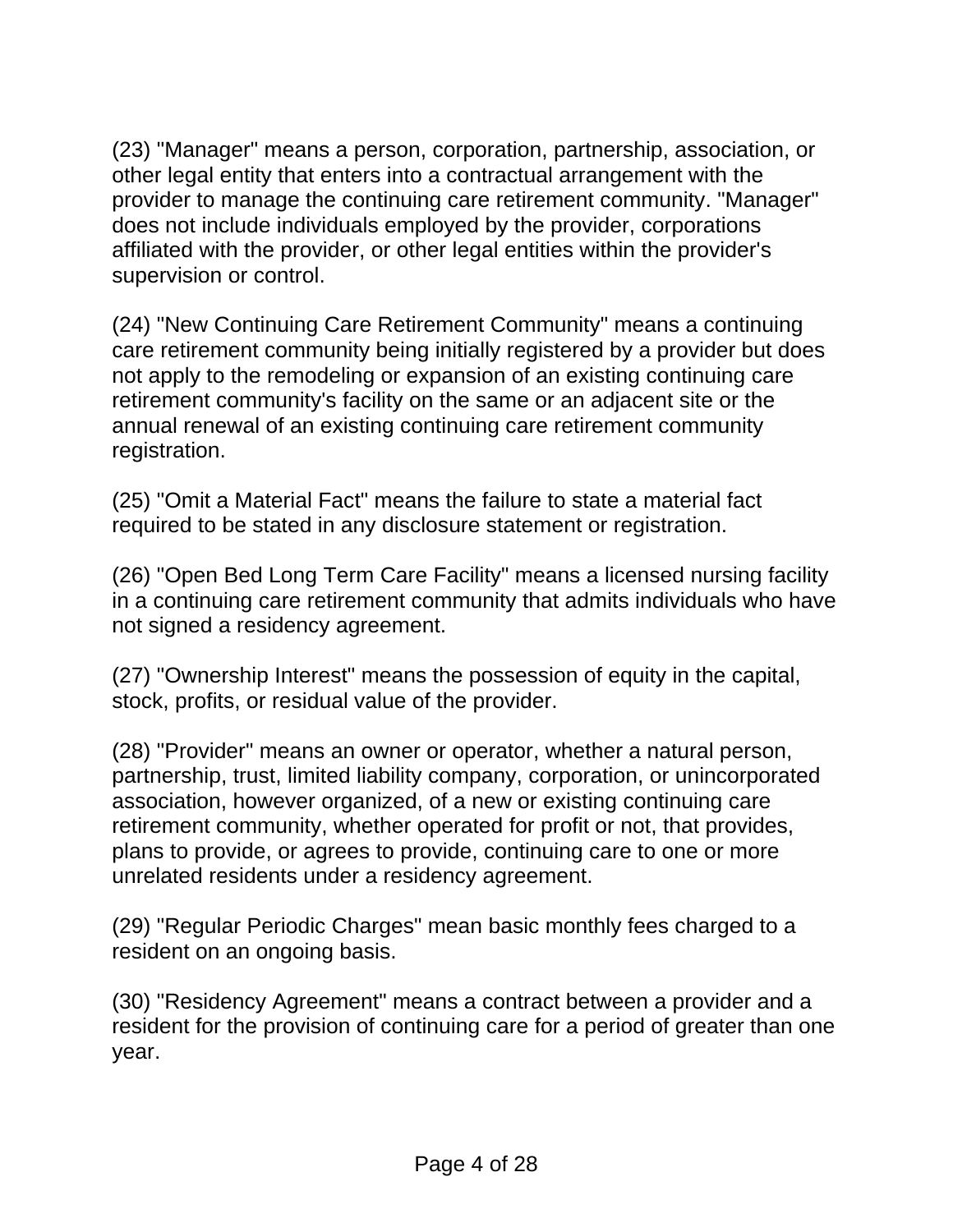(23) "Manager" means a person, corporation, partnership, association, or other legal entity that enters into a contractual arrangement with the provider to manage the continuing care retirement community. "Manager" does not include individuals employed by the provider, corporations affiliated with the provider, or other legal entities within the provider's supervision or control.

(24) "New Continuing Care Retirement Community" means a continuing care retirement community being initially registered by a provider but does not apply to the remodeling or expansion of an existing continuing care retirement community's facility on the same or an adjacent site or the annual renewal of an existing continuing care retirement community registration.

(25) "Omit a Material Fact" means the failure to state a material fact required to be stated in any disclosure statement or registration.

(26) "Open Bed Long Term Care Facility" means a licensed nursing facility in a continuing care retirement community that admits individuals who have not signed a residency agreement.

(27) "Ownership Interest" means the possession of equity in the capital, stock, profits, or residual value of the provider.

(28) "Provider" means an owner or operator, whether a natural person, partnership, trust, limited liability company, corporation, or unincorporated association, however organized, of a new or existing continuing care retirement community, whether operated for profit or not, that provides, plans to provide, or agrees to provide, continuing care to one or more unrelated residents under a residency agreement.

(29) "Regular Periodic Charges" mean basic monthly fees charged to a resident on an ongoing basis.

(30) "Residency Agreement" means a contract between a provider and a resident for the provision of continuing care for a period of greater than one year.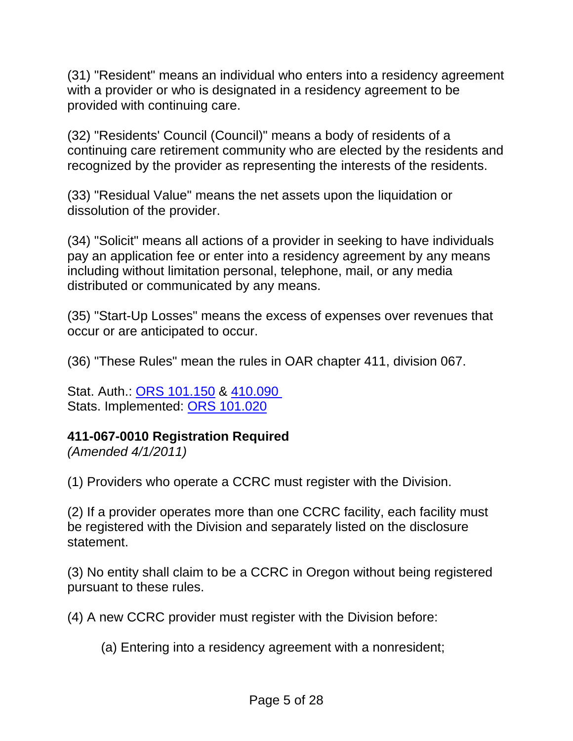(31) "Resident" means an individual who enters into a residency agreement with a provider or who is designated in a residency agreement to be provided with continuing care.

(32) "Residents' Council (Council)" means a body of residents of a continuing care retirement community who are elected by the residents and recognized by the provider as representing the interests of the residents.

(33) "Residual Value" means the net assets upon the liquidation or dissolution of the provider.

(34) "Solicit" means all actions of a provider in seeking to have individuals pay an application fee or enter into a residency agreement by any means including without limitation personal, telephone, mail, or any media distributed or communicated by any means.

(35) "Start-Up Losses" means the excess of expenses over revenues that occur or are anticipated to occur.

(36) "These Rules" mean the rules in OAR chapter 411, division 067.

Stat. Auth.: ORS 101.150 & 410.090
Stats. Implemented: ORS 101.020

**411-067-0010 Registration Required**
*(Amended 4/1/2011)*

(1) Providers who operate a CCRC must register with the Division.

(2) If a provider operates more than one CCRC facility, each facility must be registered with the Division and separately listed on the disclosure statement.

(3) No entity shall claim to be a CCRC in Oregon without being registered pursuant to these rules.

(4) A new CCRC provider must register with the Division before:

(a) Entering into a residency agreement with a nonresident;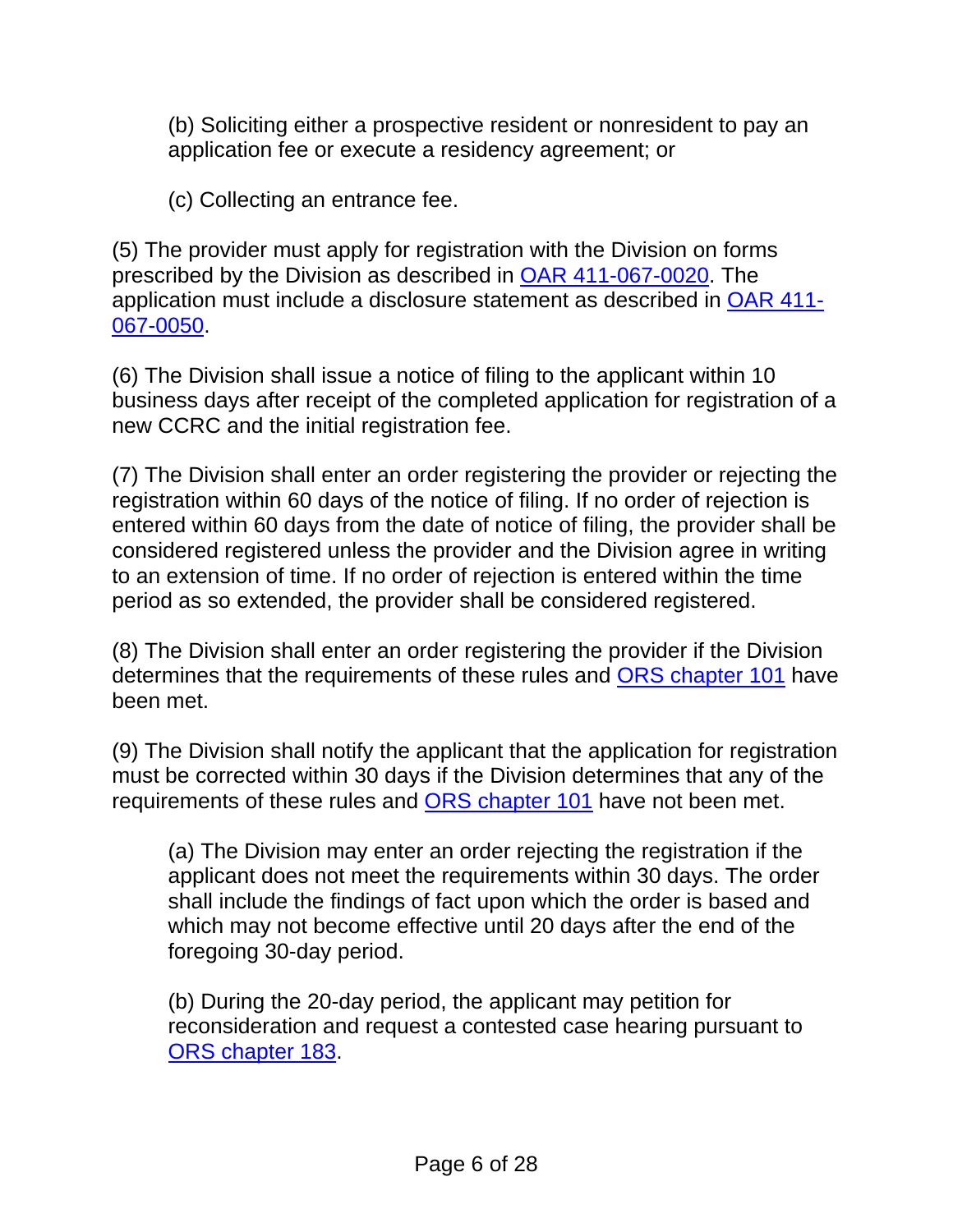(b) Soliciting either a prospective resident or nonresident to pay an application fee or execute a residency agreement; or

(c) Collecting an entrance fee.

(5) The provider must apply for registration with the Division on forms prescribed by the Division as described in [OAR 411-067-0020](). The application must include a disclosure statement as described in [OAR 411-067-0050]().

(6) The Division shall issue a notice of filing to the applicant within 10 business days after receipt of the completed application for registration of a new CCRC and the initial registration fee.

(7) The Division shall enter an order registering the provider or rejecting the registration within 60 days of the notice of filing. If no order of rejection is entered within 60 days from the date of notice of filing, the provider shall be considered registered unless the provider and the Division agree in writing to an extension of time. If no order of rejection is entered within the time period as so extended, the provider shall be considered registered.

(8) The Division shall enter an order registering the provider if the Division determines that the requirements of these rules and [ORS chapter 101]() have been met.

(9) The Division shall notify the applicant that the application for registration must be corrected within 30 days if the Division determines that any of the requirements of these rules and [ORS chapter 101]() have not been met.

(a) The Division may enter an order rejecting the registration if the applicant does not meet the requirements within 30 days. The order shall include the findings of fact upon which the order is based and which may not become effective until 20 days after the end of the foregoing 30-day period.

(b) During the 20-day period, the applicant may petition for reconsideration and request a contested case hearing pursuant to [ORS chapter 183]().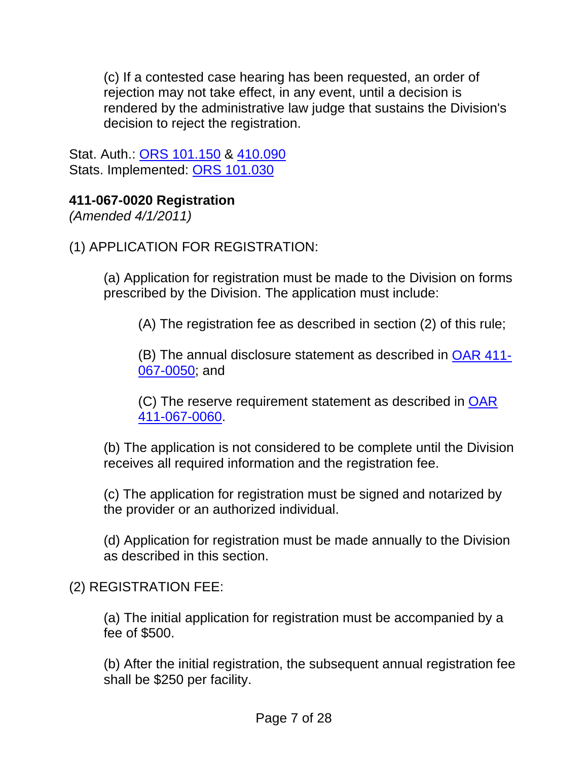(c) If a contested case hearing has been requested, an order of rejection may not take effect, in any event, until a decision is rendered by the administrative law judge that sustains the Division's decision to reject the registration.

Stat. Auth.: ORS 101.150 & 410.090
Stats. Implemented: ORS 101.030

**411-067-0020 Registration**
*(Amended 4/1/2011)*

(1) APPLICATION FOR REGISTRATION:

(a) Application for registration must be made to the Division on forms prescribed by the Division. The application must include:

(A) The registration fee as described in section (2) of this rule;

(B) The annual disclosure statement as described in OAR 411-067-0050; and

(C) The reserve requirement statement as described in OAR 411-067-0060.

(b) The application is not considered to be complete until the Division receives all required information and the registration fee.

(c) The application for registration must be signed and notarized by the provider or an authorized individual.

(d) Application for registration must be made annually to the Division as described in this section.

(2) REGISTRATION FEE:

(a) The initial application for registration must be accompanied by a fee of $500.

(b) After the initial registration, the subsequent annual registration fee shall be $250 per facility.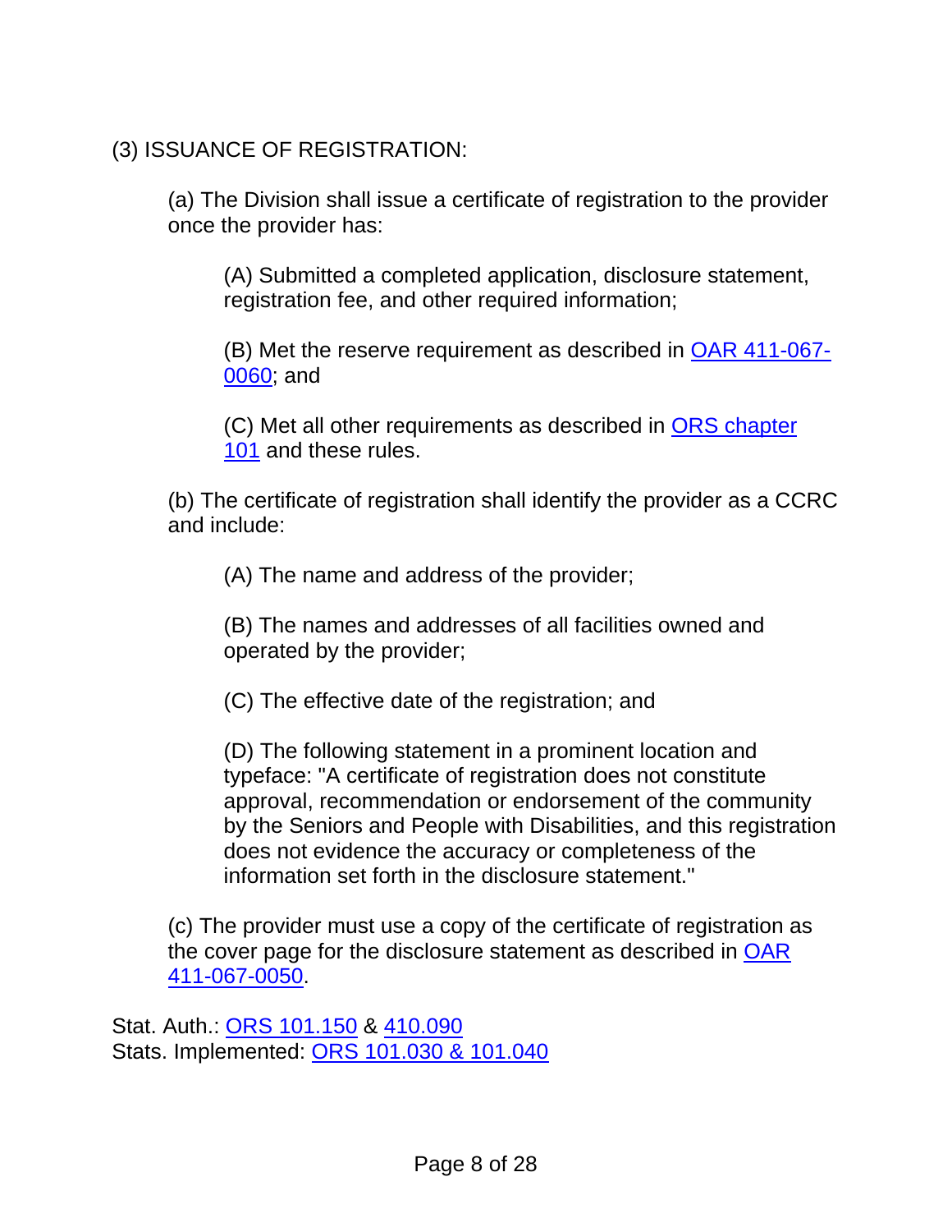(3) ISSUANCE OF REGISTRATION:

(a) The Division shall issue a certificate of registration to the provider once the provider has:

(A) Submitted a completed application, disclosure statement, registration fee, and other required information;

(B) Met the reserve requirement as described in OAR 411-067-0060; and

(C) Met all other requirements as described in ORS chapter 101 and these rules.

(b) The certificate of registration shall identify the provider as a CCRC and include:

(A) The name and address of the provider;

(B) The names and addresses of all facilities owned and operated by the provider;

(C) The effective date of the registration; and

(D) The following statement in a prominent location and typeface: "A certificate of registration does not constitute approval, recommendation or endorsement of the community by the Seniors and People with Disabilities, and this registration does not evidence the accuracy or completeness of the information set forth in the disclosure statement."

(c) The provider must use a copy of the certificate of registration as the cover page for the disclosure statement as described in OAR 411-067-0050.

Stat. Auth.: ORS 101.150 & 410.090
Stats. Implemented: ORS 101.030 & 101.040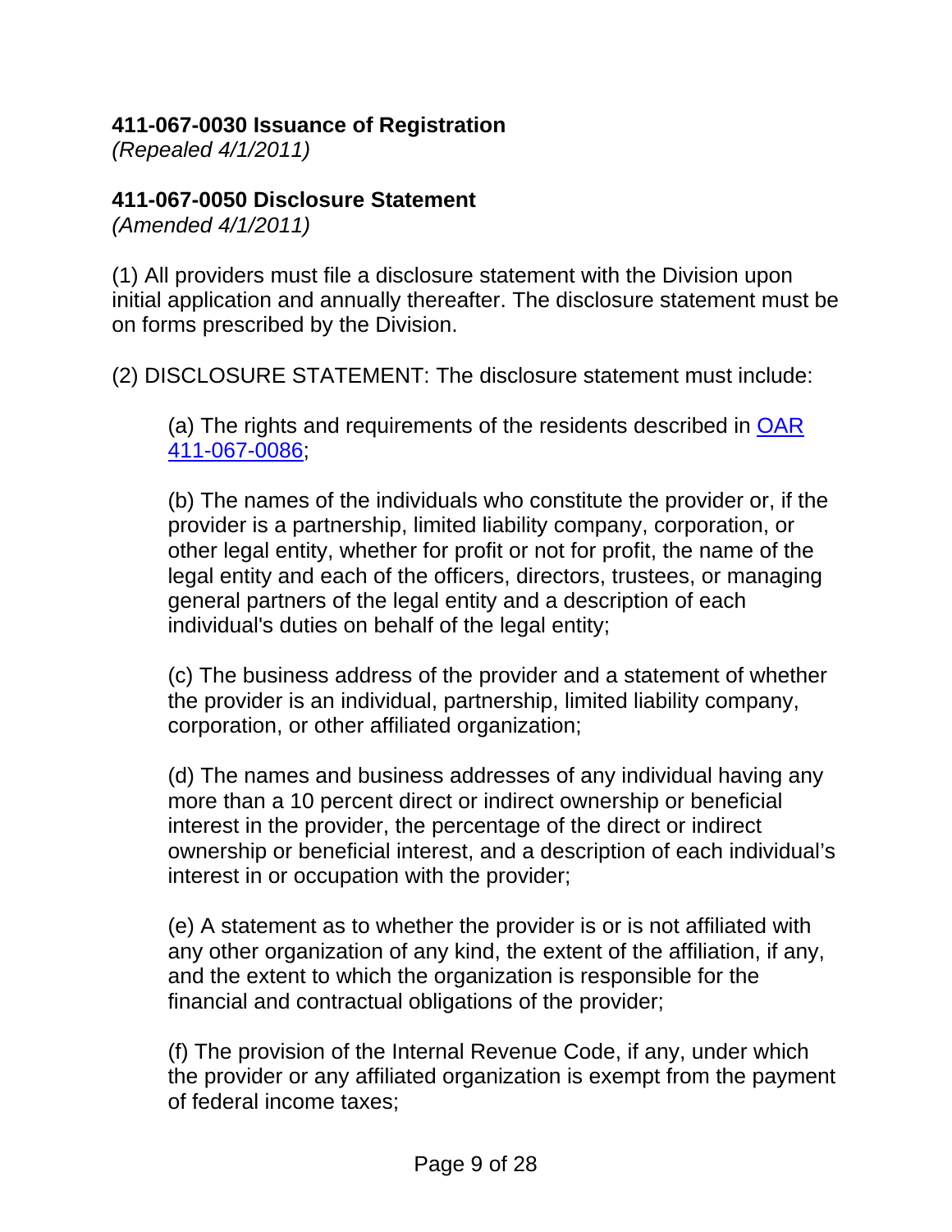**411-067-0030 Issuance of Registration**
*(Repealed 4/1/2011)*

**411-067-0050 Disclosure Statement**
*(Amended 4/1/2011)*

(1) All providers must file a disclosure statement with the Division upon initial application and annually thereafter. The disclosure statement must be on forms prescribed by the Division.

(2) DISCLOSURE STATEMENT: The disclosure statement must include:

(a) The rights and requirements of the residents described in [OAR 411-067-0086](#);

(b) The names of the individuals who constitute the provider or, if the provider is a partnership, limited liability company, corporation, or other legal entity, whether for profit or not for profit, the name of the legal entity and each of the officers, directors, trustees, or managing general partners of the legal entity and a description of each individual's duties on behalf of the legal entity;

(c) The business address of the provider and a statement of whether the provider is an individual, partnership, limited liability company, corporation, or other affiliated organization;

(d) The names and business addresses of any individual having any more than a 10 percent direct or indirect ownership or beneficial interest in the provider, the percentage of the direct or indirect ownership or beneficial interest, and a description of each individual's interest in or occupation with the provider;

(e) A statement as to whether the provider is or is not affiliated with any other organization of any kind, the extent of the affiliation, if any, and the extent to which the organization is responsible for the financial and contractual obligations of the provider;

(f) The provision of the Internal Revenue Code, if any, under which the provider or any affiliated organization is exempt from the payment of federal income taxes;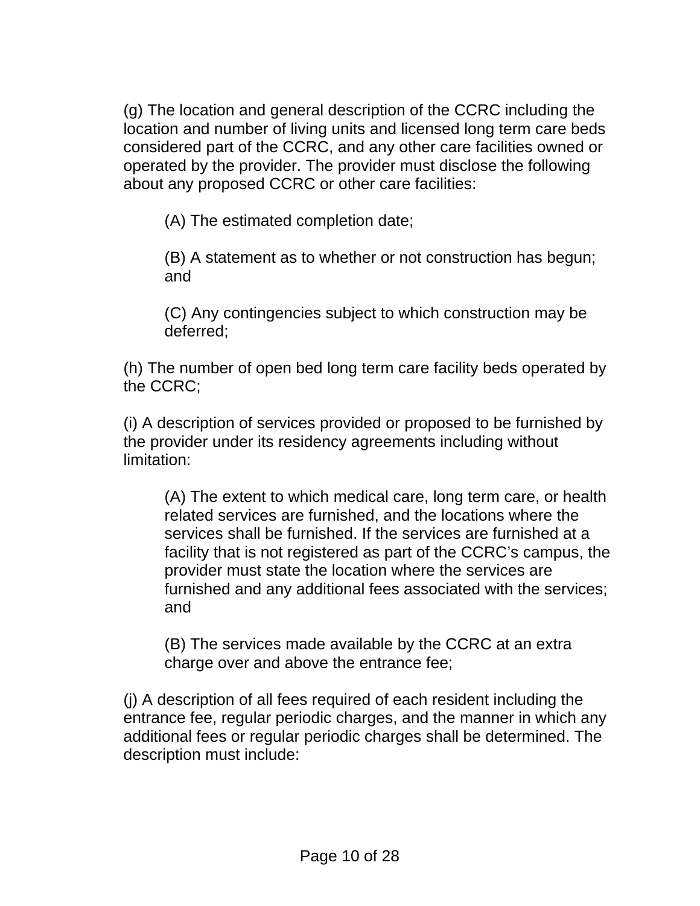(g) The location and general description of the CCRC including the location and number of living units and licensed long term care beds considered part of the CCRC, and any other care facilities owned or operated by the provider. The provider must disclose the following about any proposed CCRC or other care facilities:

> (A) The estimated completion date;
>
> (B) A statement as to whether or not construction has begun; and
>
> (C) Any contingencies subject to which construction may be deferred;

(h) The number of open bed long term care facility beds operated by the CCRC;

(i) A description of services provided or proposed to be furnished by the provider under its residency agreements including without limitation:

> (A) The extent to which medical care, long term care, or health related services are furnished, and the locations where the services shall be furnished. If the services are furnished at a facility that is not registered as part of the CCRC's campus, the provider must state the location where the services are furnished and any additional fees associated with the services; and
>
> (B) The services made available by the CCRC at an extra charge over and above the entrance fee;

(j) A description of all fees required of each resident including the entrance fee, regular periodic charges, and the manner in which any additional fees or regular periodic charges shall be determined. The description must include: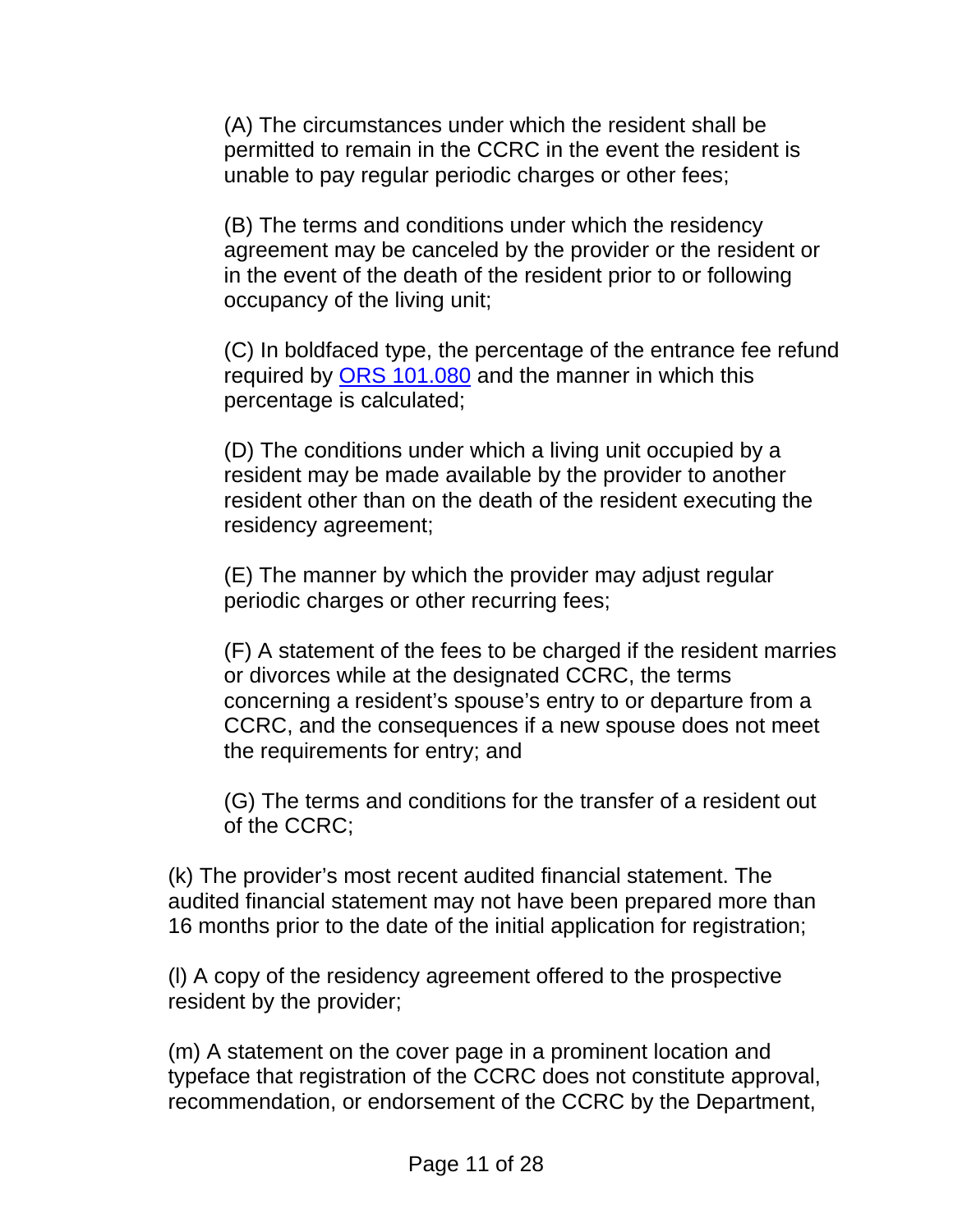(A) The circumstances under which the resident shall be permitted to remain in the CCRC in the event the resident is unable to pay regular periodic charges or other fees;

(B) The terms and conditions under which the residency agreement may be canceled by the provider or the resident or in the event of the death of the resident prior to or following occupancy of the living unit;

(C) In boldfaced type, the percentage of the entrance fee refund required by [ORS 101.080]() and the manner in which this percentage is calculated;

(D) The conditions under which a living unit occupied by a resident may be made available by the provider to another resident other than on the death of the resident executing the residency agreement;

(E) The manner by which the provider may adjust regular periodic charges or other recurring fees;

(F) A statement of the fees to be charged if the resident marries or divorces while at the designated CCRC, the terms concerning a resident's spouse's entry to or departure from a CCRC, and the consequences if a new spouse does not meet the requirements for entry; and

(G) The terms and conditions for the transfer of a resident out of the CCRC;

(k) The provider's most recent audited financial statement. The audited financial statement may not have been prepared more than 16 months prior to the date of the initial application for registration;

(l) A copy of the residency agreement offered to the prospective resident by the provider;

(m) A statement on the cover page in a prominent location and typeface that registration of the CCRC does not constitute approval, recommendation, or endorsement of the CCRC by the Department,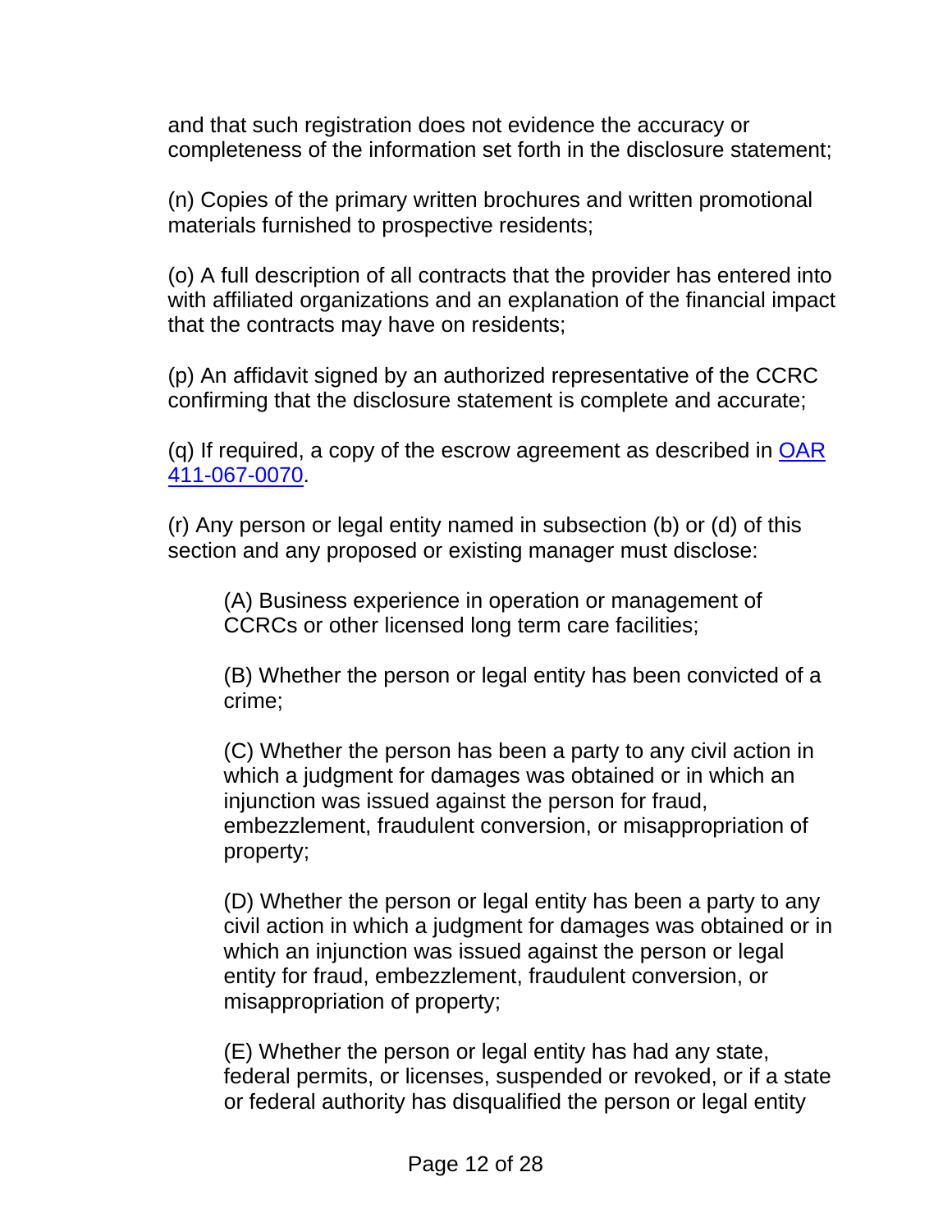and that such registration does not evidence the accuracy or completeness of the information set forth in the disclosure statement;

(n) Copies of the primary written brochures and written promotional materials furnished to prospective residents;

(o) A full description of all contracts that the provider has entered into with affiliated organizations and an explanation of the financial impact that the contracts may have on residents;

(p) An affidavit signed by an authorized representative of the CCRC confirming that the disclosure statement is complete and accurate;

(q) If required, a copy of the escrow agreement as described in [OAR 411-067-0070](OAR 411-067-0070).

(r) Any person or legal entity named in subsection (b) or (d) of this section and any proposed or existing manager must disclose:

> (A) Business experience in operation or management of CCRCs or other licensed long term care facilities;
>
> (B) Whether the person or legal entity has been convicted of a crime;
>
> (C) Whether the person has been a party to any civil action in which a judgment for damages was obtained or in which an injunction was issued against the person for fraud, embezzlement, fraudulent conversion, or misappropriation of property;
>
> (D) Whether the person or legal entity has been a party to any civil action in which a judgment for damages was obtained or in which an injunction was issued against the person or legal entity for fraud, embezzlement, fraudulent conversion, or misappropriation of property;
>
> (E) Whether the person or legal entity has had any state, federal permits, or licenses, suspended or revoked, or if a state or federal authority has disqualified the person or legal entity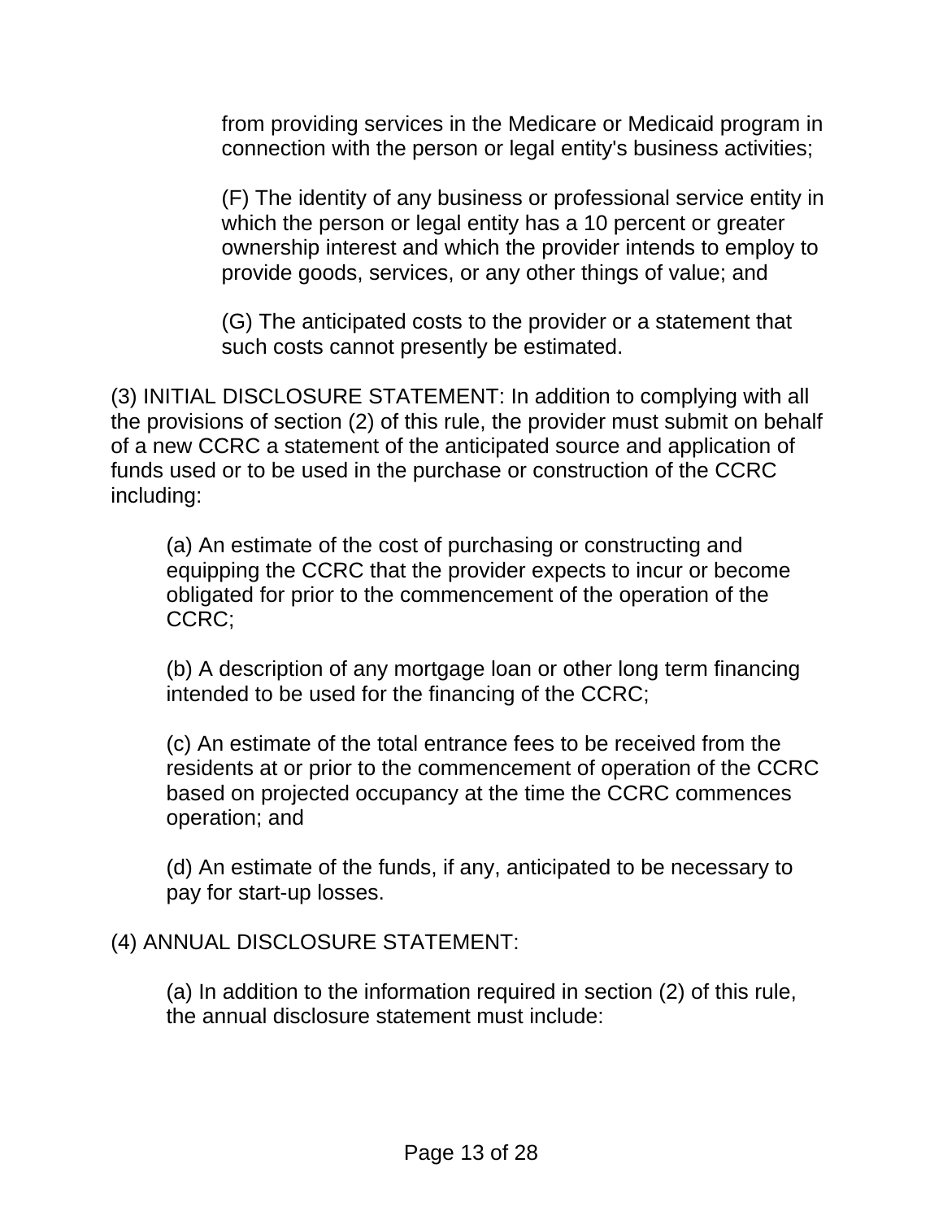from providing services in the Medicare or Medicaid program in connection with the person or legal entity's business activities;

(F) The identity of any business or professional service entity in which the person or legal entity has a 10 percent or greater ownership interest and which the provider intends to employ to provide goods, services, or any other things of value; and

(G) The anticipated costs to the provider or a statement that such costs cannot presently be estimated.

(3) INITIAL DISCLOSURE STATEMENT: In addition to complying with all the provisions of section (2) of this rule, the provider must submit on behalf of a new CCRC a statement of the anticipated source and application of funds used or to be used in the purchase or construction of the CCRC including:

(a) An estimate of the cost of purchasing or constructing and equipping the CCRC that the provider expects to incur or become obligated for prior to the commencement of the operation of the CCRC;

(b) A description of any mortgage loan or other long term financing intended to be used for the financing of the CCRC;

(c) An estimate of the total entrance fees to be received from the residents at or prior to the commencement of operation of the CCRC based on projected occupancy at the time the CCRC commences operation; and

(d) An estimate of the funds, if any, anticipated to be necessary to pay for start-up losses.

(4) ANNUAL DISCLOSURE STATEMENT:

(a) In addition to the information required in section (2) of this rule, the annual disclosure statement must include: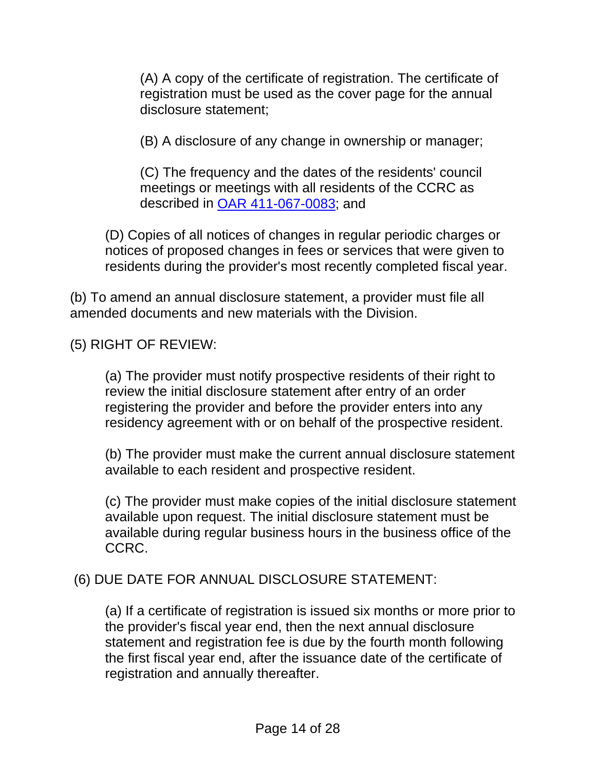(A) A copy of the certificate of registration. The certificate of registration must be used as the cover page for the annual disclosure statement;

(B) A disclosure of any change in ownership or manager;

(C) The frequency and the dates of the residents' council meetings or meetings with all residents of the CCRC as described in OAR 411-067-0083; and

(D) Copies of all notices of changes in regular periodic charges or notices of proposed changes in fees or services that were given to residents during the provider's most recently completed fiscal year.

(b) To amend an annual disclosure statement, a provider must file all amended documents and new materials with the Division.

(5) RIGHT OF REVIEW:

(a) The provider must notify prospective residents of their right to review the initial disclosure statement after entry of an order registering the provider and before the provider enters into any residency agreement with or on behalf of the prospective resident.

(b) The provider must make the current annual disclosure statement available to each resident and prospective resident.

(c) The provider must make copies of the initial disclosure statement available upon request. The initial disclosure statement must be available during regular business hours in the business office of the CCRC.

(6) DUE DATE FOR ANNUAL DISCLOSURE STATEMENT:

(a) If a certificate of registration is issued six months or more prior to the provider's fiscal year end, then the next annual disclosure statement and registration fee is due by the fourth month following the first fiscal year end, after the issuance date of the certificate of registration and annually thereafter.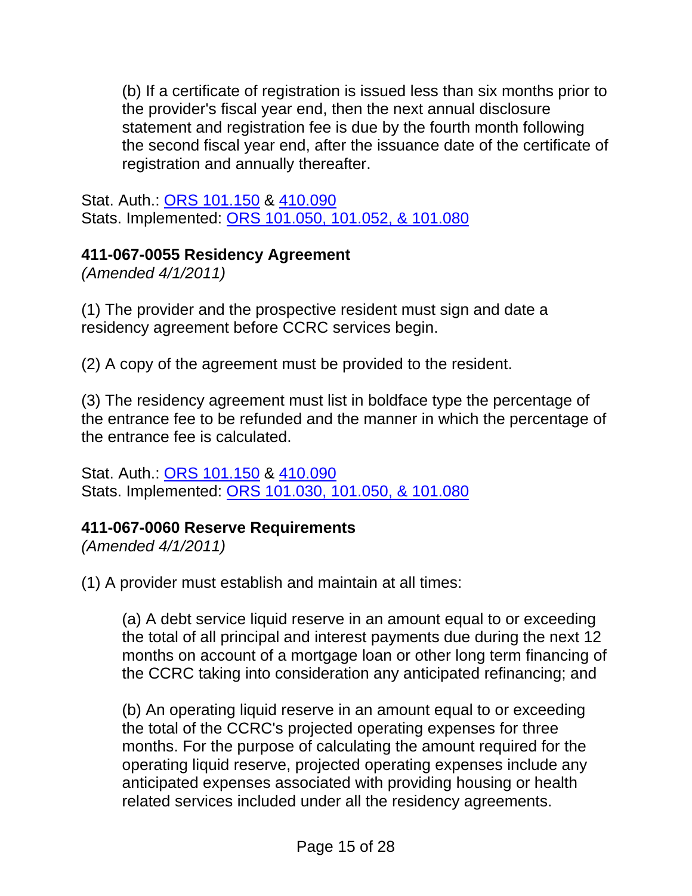(b) If a certificate of registration is issued less than six months prior to the provider's fiscal year end, then the next annual disclosure statement and registration fee is due by the fourth month following the second fiscal year end, after the issuance date of the certificate of registration and annually thereafter.

Stat. Auth.: ORS 101.150 & 410.090
Stats. Implemented: ORS 101.050, 101.052, & 101.080

**411-067-0055 Residency Agreement**
*(Amended 4/1/2011)*

(1) The provider and the prospective resident must sign and date a residency agreement before CCRC services begin.

(2) A copy of the agreement must be provided to the resident.

(3) The residency agreement must list in boldface type the percentage of the entrance fee to be refunded and the manner in which the percentage of the entrance fee is calculated.

Stat. Auth.: ORS 101.150 & 410.090
Stats. Implemented: ORS 101.030, 101.050, & 101.080

**411-067-0060 Reserve Requirements**
*(Amended 4/1/2011)*

(1) A provider must establish and maintain at all times:

(a) A debt service liquid reserve in an amount equal to or exceeding the total of all principal and interest payments due during the next 12 months on account of a mortgage loan or other long term financing of the CCRC taking into consideration any anticipated refinancing; and

(b) An operating liquid reserve in an amount equal to or exceeding the total of the CCRC's projected operating expenses for three months. For the purpose of calculating the amount required for the operating liquid reserve, projected operating expenses include any anticipated expenses associated with providing housing or health related services included under all the residency agreements.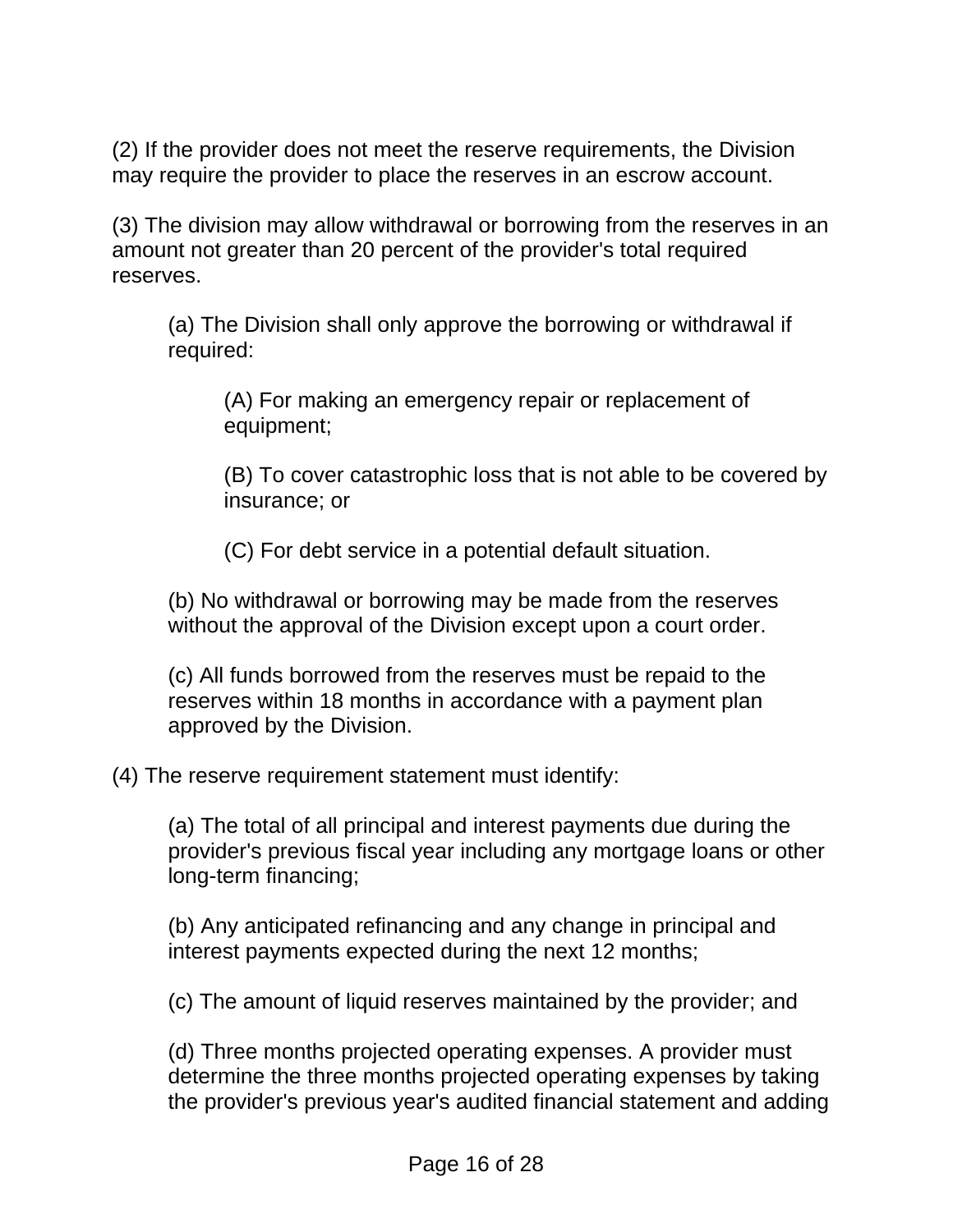(2) If the provider does not meet the reserve requirements, the Division may require the provider to place the reserves in an escrow account.

(3) The division may allow withdrawal or borrowing from the reserves in an amount not greater than 20 percent of the provider's total required reserves.

> (a) The Division shall only approve the borrowing or withdrawal if required:
>
> > (A) For making an emergency repair or replacement of equipment;
> >
> > (B) To cover catastrophic loss that is not able to be covered by insurance; or
> >
> > (C) For debt service in a potential default situation.
>
> (b) No withdrawal or borrowing may be made from the reserves without the approval of the Division except upon a court order.
>
> (c) All funds borrowed from the reserves must be repaid to the reserves within 18 months in accordance with a payment plan approved by the Division.

(4) The reserve requirement statement must identify:

> (a) The total of all principal and interest payments due during the provider's previous fiscal year including any mortgage loans or other long-term financing;
>
> (b) Any anticipated refinancing and any change in principal and interest payments expected during the next 12 months;
>
> (c) The amount of liquid reserves maintained by the provider; and
>
> (d) Three months projected operating expenses. A provider must determine the three months projected operating expenses by taking the provider's previous year's audited financial statement and adding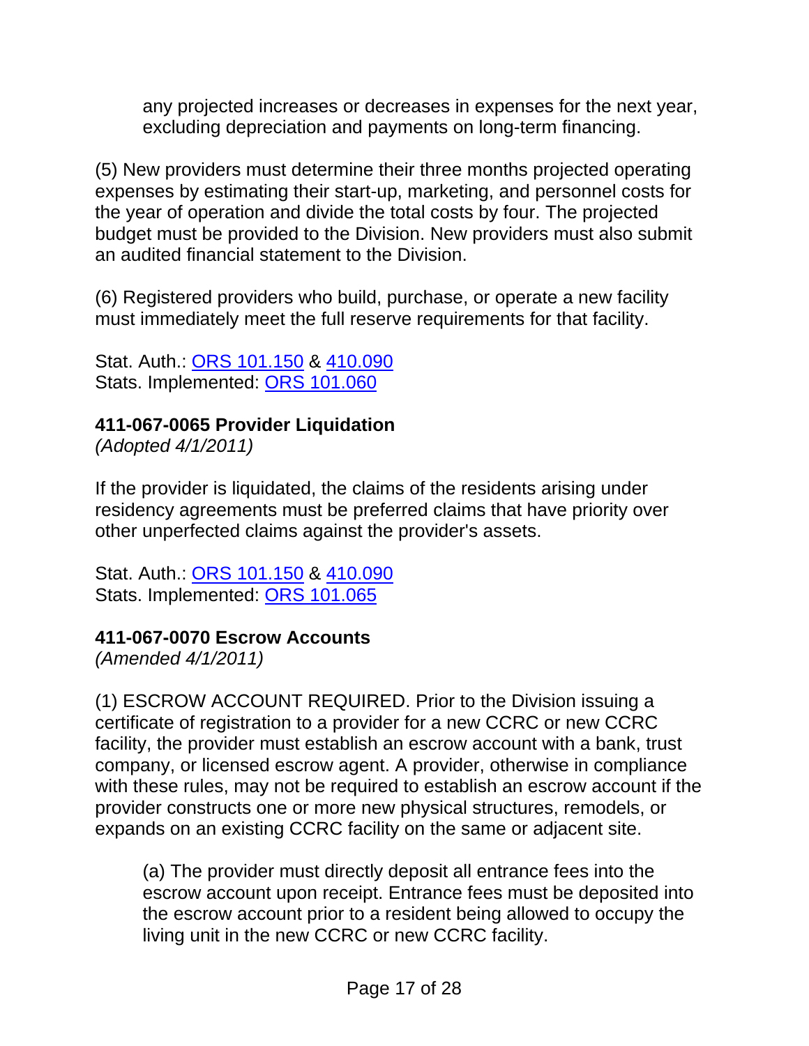any projected increases or decreases in expenses for the next year, excluding depreciation and payments on long-term financing.

(5) New providers must determine their three months projected operating expenses by estimating their start-up, marketing, and personnel costs for the year of operation and divide the total costs by four. The projected budget must be provided to the Division. New providers must also submit an audited financial statement to the Division.

(6) Registered providers who build, purchase, or operate a new facility must immediately meet the full reserve requirements for that facility.

Stat. Auth.: ORS 101.150 & 410.090
Stats. Implemented: ORS 101.060

**411-067-0065 Provider Liquidation**
*(Adopted 4/1/2011)*

If the provider is liquidated, the claims of the residents arising under residency agreements must be preferred claims that have priority over other unperfected claims against the provider's assets.

Stat. Auth.: ORS 101.150 & 410.090
Stats. Implemented: ORS 101.065

**411-067-0070 Escrow Accounts**
*(Amended 4/1/2011)*

(1) ESCROW ACCOUNT REQUIRED. Prior to the Division issuing a certificate of registration to a provider for a new CCRC or new CCRC facility, the provider must establish an escrow account with a bank, trust company, or licensed escrow agent. A provider, otherwise in compliance with these rules, may not be required to establish an escrow account if the provider constructs one or more new physical structures, remodels, or expands on an existing CCRC facility on the same or adjacent site.

(a) The provider must directly deposit all entrance fees into the escrow account upon receipt. Entrance fees must be deposited into the escrow account prior to a resident being allowed to occupy the living unit in the new CCRC or new CCRC facility.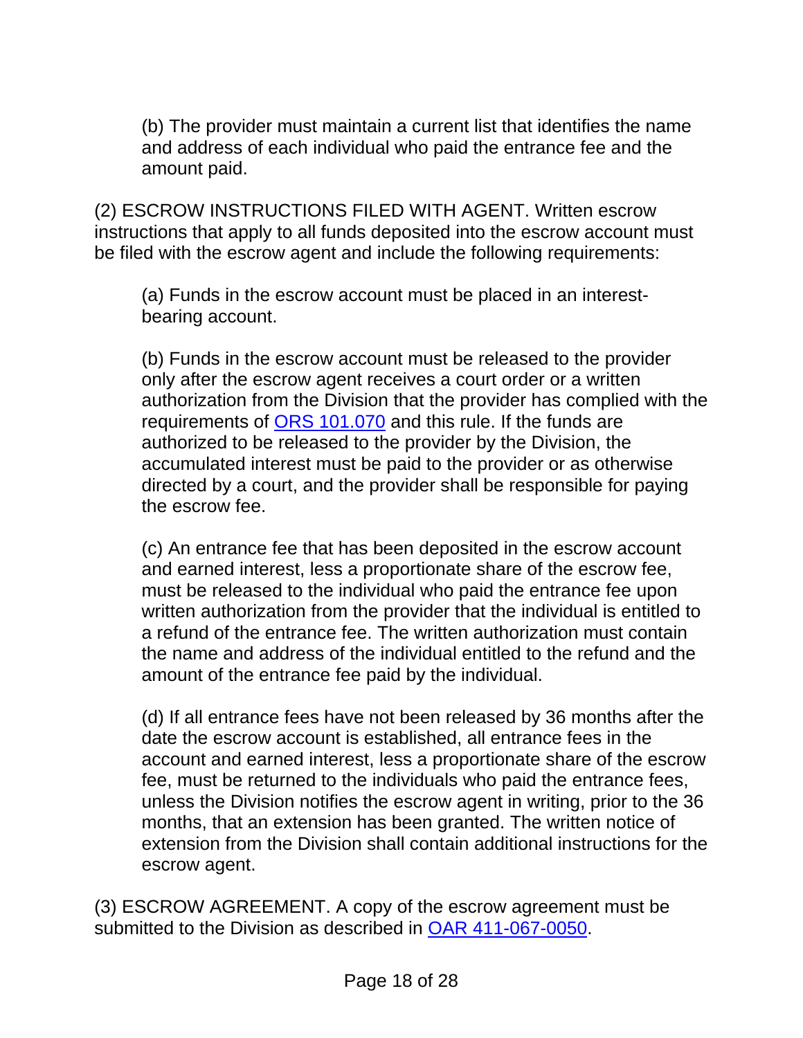(b) The provider must maintain a current list that identifies the name and address of each individual who paid the entrance fee and the amount paid.

(2) ESCROW INSTRUCTIONS FILED WITH AGENT. Written escrow instructions that apply to all funds deposited into the escrow account must be filed with the escrow agent and include the following requirements:

(a) Funds in the escrow account must be placed in an interest-bearing account.

(b) Funds in the escrow account must be released to the provider only after the escrow agent receives a court order or a written authorization from the Division that the provider has complied with the requirements of [ORS 101.070](ORS 101.070) and this rule. If the funds are authorized to be released to the provider by the Division, the accumulated interest must be paid to the provider or as otherwise directed by a court, and the provider shall be responsible for paying the escrow fee.

(c) An entrance fee that has been deposited in the escrow account and earned interest, less a proportionate share of the escrow fee, must be released to the individual who paid the entrance fee upon written authorization from the provider that the individual is entitled to a refund of the entrance fee. The written authorization must contain the name and address of the individual entitled to the refund and the amount of the entrance fee paid by the individual.

(d) If all entrance fees have not been released by 36 months after the date the escrow account is established, all entrance fees in the account and earned interest, less a proportionate share of the escrow fee, must be returned to the individuals who paid the entrance fees, unless the Division notifies the escrow agent in writing, prior to the 36 months, that an extension has been granted. The written notice of extension from the Division shall contain additional instructions for the escrow agent.

(3) ESCROW AGREEMENT. A copy of the escrow agreement must be submitted to the Division as described in [OAR 411-067-0050](OAR 411-067-0050).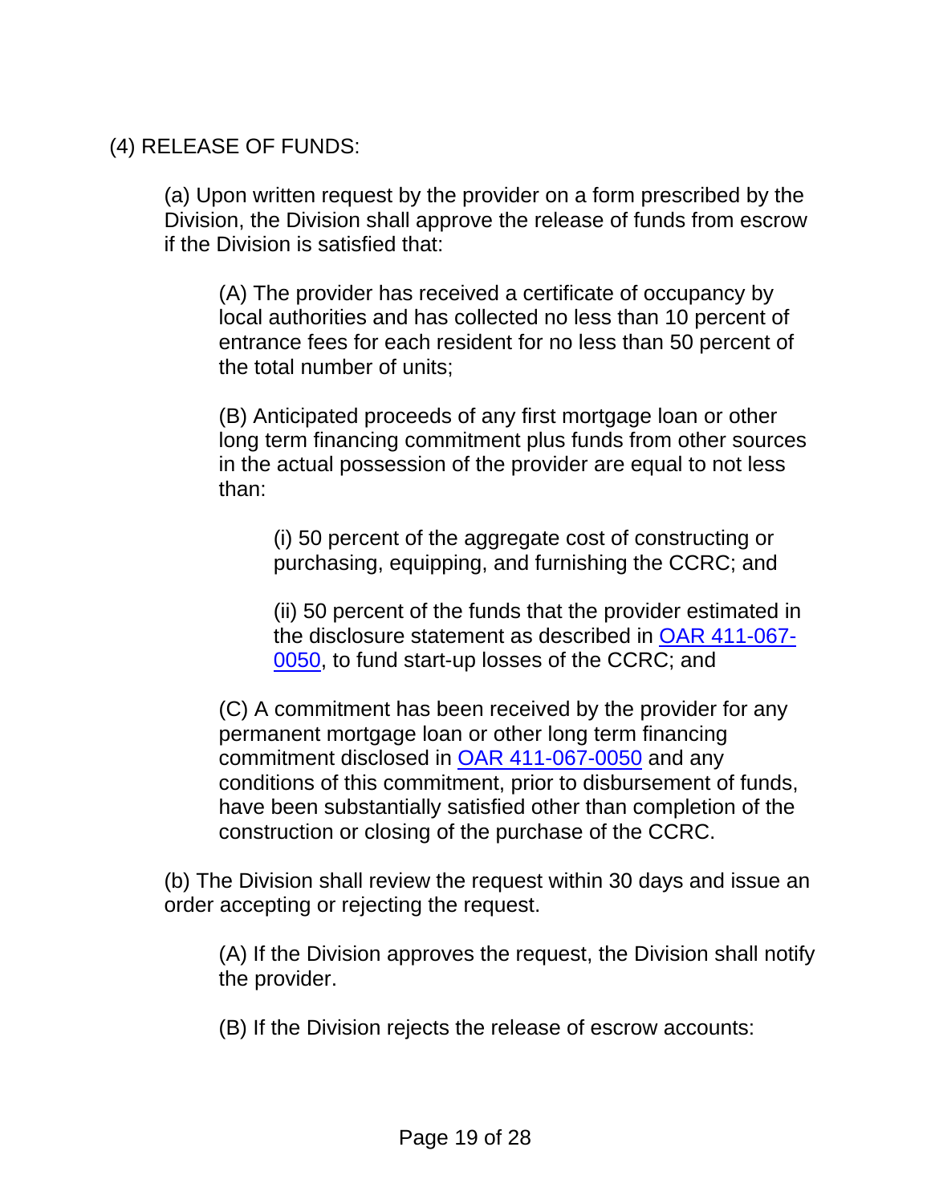(4) RELEASE OF FUNDS:

(a) Upon written request by the provider on a form prescribed by the Division, the Division shall approve the release of funds from escrow if the Division is satisfied that:

(A) The provider has received a certificate of occupancy by local authorities and has collected no less than 10 percent of entrance fees for each resident for no less than 50 percent of the total number of units;

(B) Anticipated proceeds of any first mortgage loan or other long term financing commitment plus funds from other sources in the actual possession of the provider are equal to not less than:

(i) 50 percent of the aggregate cost of constructing or purchasing, equipping, and furnishing the CCRC; and

(ii) 50 percent of the funds that the provider estimated in the disclosure statement as described in [OAR 411-067-0050](), to fund start-up losses of the CCRC; and

(C) A commitment has been received by the provider for any permanent mortgage loan or other long term financing commitment disclosed in [OAR 411-067-0050]() and any conditions of this commitment, prior to disbursement of funds, have been substantially satisfied other than completion of the construction or closing of the purchase of the CCRC.

(b) The Division shall review the request within 30 days and issue an order accepting or rejecting the request.

(A) If the Division approves the request, the Division shall notify the provider.

(B) If the Division rejects the release of escrow accounts: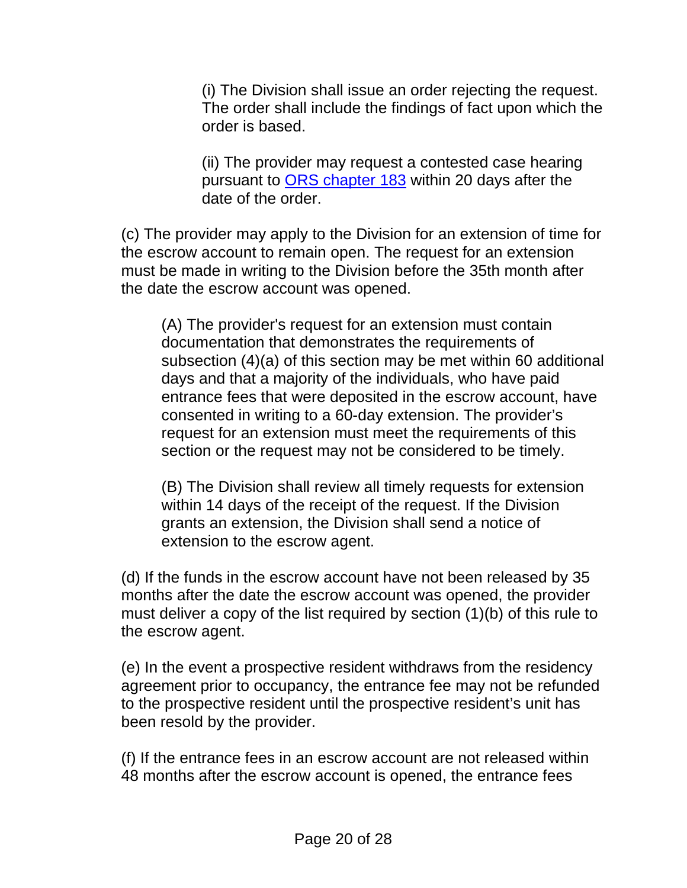(i) The Division shall issue an order rejecting the request. The order shall include the findings of fact upon which the order is based.

(ii) The provider may request a contested case hearing pursuant to [ORS chapter 183](ORS chapter 183) within 20 days after the date of the order.

(c) The provider may apply to the Division for an extension of time for the escrow account to remain open. The request for an extension must be made in writing to the Division before the 35th month after the date the escrow account was opened.

(A) The provider's request for an extension must contain documentation that demonstrates the requirements of subsection (4)(a) of this section may be met within 60 additional days and that a majority of the individuals, who have paid entrance fees that were deposited in the escrow account, have consented in writing to a 60-day extension. The provider's request for an extension must meet the requirements of this section or the request may not be considered to be timely.

(B) The Division shall review all timely requests for extension within 14 days of the receipt of the request. If the Division grants an extension, the Division shall send a notice of extension to the escrow agent.

(d) If the funds in the escrow account have not been released by 35 months after the date the escrow account was opened, the provider must deliver a copy of the list required by section (1)(b) of this rule to the escrow agent.

(e) In the event a prospective resident withdraws from the residency agreement prior to occupancy, the entrance fee may not be refunded to the prospective resident until the prospective resident's unit has been resold by the provider.

(f) If the entrance fees in an escrow account are not released within 48 months after the escrow account is opened, the entrance fees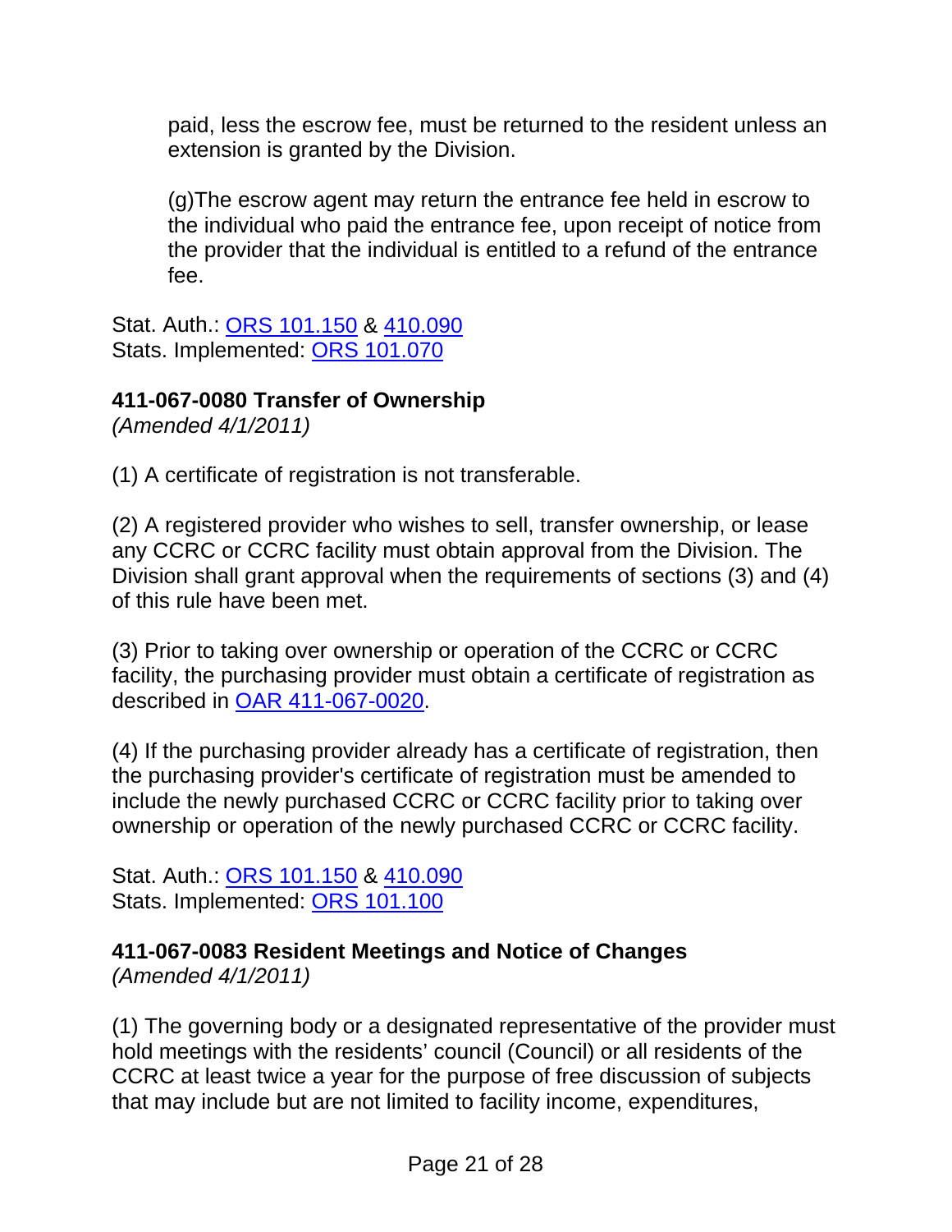paid, less the escrow fee, must be returned to the resident unless an extension is granted by the Division.

(g)The escrow agent may return the entrance fee held in escrow to the individual who paid the entrance fee, upon receipt of notice from the provider that the individual is entitled to a refund of the entrance fee.

Stat. Auth.: ORS 101.150 & 410.090
Stats. Implemented: ORS 101.070

**411-067-0080 Transfer of Ownership**
*(Amended 4/1/2011)*

(1) A certificate of registration is not transferable.

(2) A registered provider who wishes to sell, transfer ownership, or lease any CCRC or CCRC facility must obtain approval from the Division. The Division shall grant approval when the requirements of sections (3) and (4) of this rule have been met.

(3) Prior to taking over ownership or operation of the CCRC or CCRC facility, the purchasing provider must obtain a certificate of registration as described in OAR 411-067-0020.

(4) If the purchasing provider already has a certificate of registration, then the purchasing provider's certificate of registration must be amended to include the newly purchased CCRC or CCRC facility prior to taking over ownership or operation of the newly purchased CCRC or CCRC facility.

Stat. Auth.: ORS 101.150 & 410.090
Stats. Implemented: ORS 101.100

**411-067-0083 Resident Meetings and Notice of Changes**
*(Amended 4/1/2011)*

(1) The governing body or a designated representative of the provider must hold meetings with the residents' council (Council) or all residents of the CCRC at least twice a year for the purpose of free discussion of subjects that may include but are not limited to facility income, expenditures,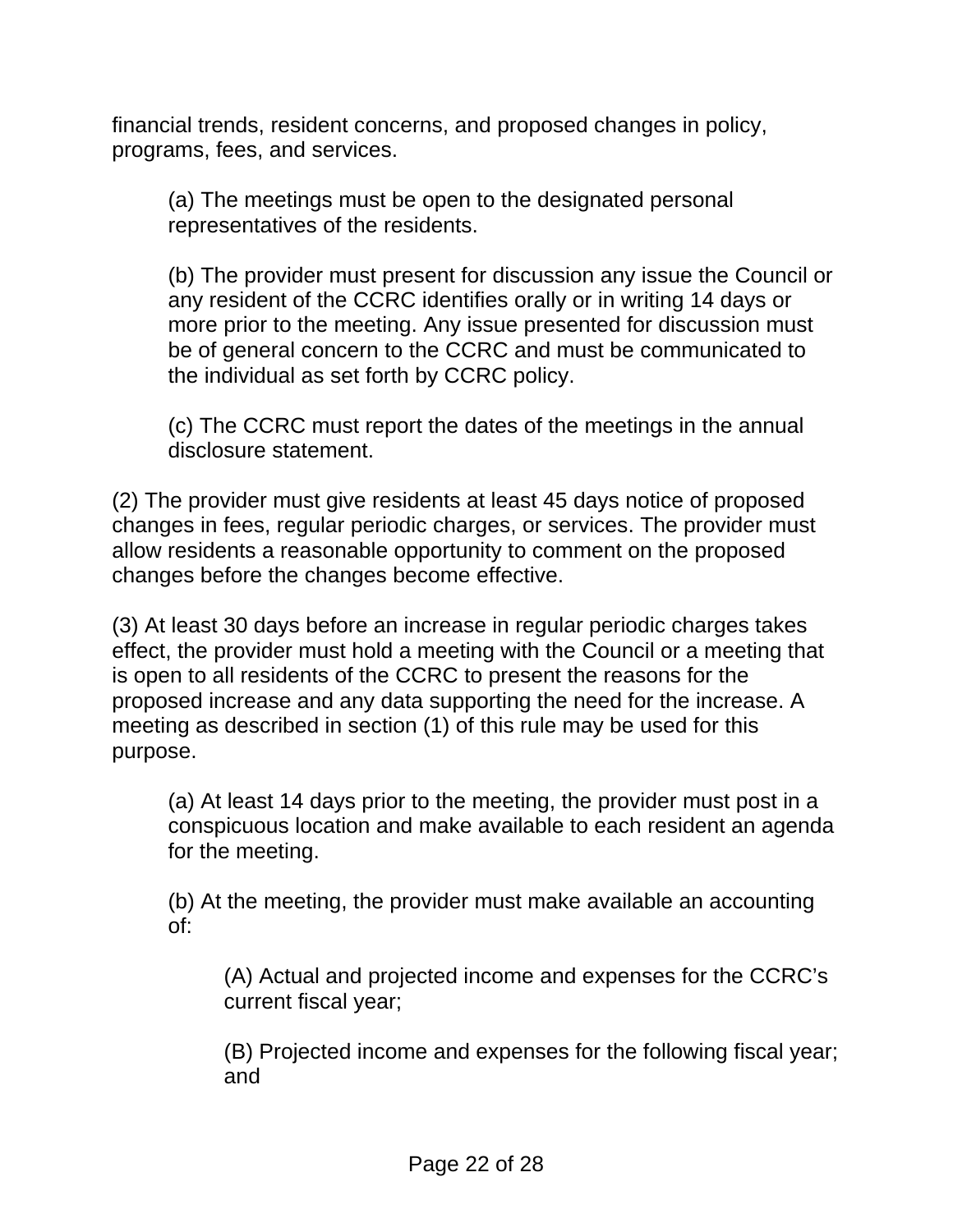financial trends, resident concerns, and proposed changes in policy, programs, fees, and services.

(a) The meetings must be open to the designated personal representatives of the residents.

(b) The provider must present for discussion any issue the Council or any resident of the CCRC identifies orally or in writing 14 days or more prior to the meeting. Any issue presented for discussion must be of general concern to the CCRC and must be communicated to the individual as set forth by CCRC policy.

(c) The CCRC must report the dates of the meetings in the annual disclosure statement.

(2) The provider must give residents at least 45 days notice of proposed changes in fees, regular periodic charges, or services. The provider must allow residents a reasonable opportunity to comment on the proposed changes before the changes become effective.

(3) At least 30 days before an increase in regular periodic charges takes effect, the provider must hold a meeting with the Council or a meeting that is open to all residents of the CCRC to present the reasons for the proposed increase and any data supporting the need for the increase. A meeting as described in section (1) of this rule may be used for this purpose.

(a) At least 14 days prior to the meeting, the provider must post in a conspicuous location and make available to each resident an agenda for the meeting.

(b) At the meeting, the provider must make available an accounting of:

(A) Actual and projected income and expenses for the CCRC's current fiscal year;

(B) Projected income and expenses for the following fiscal year; and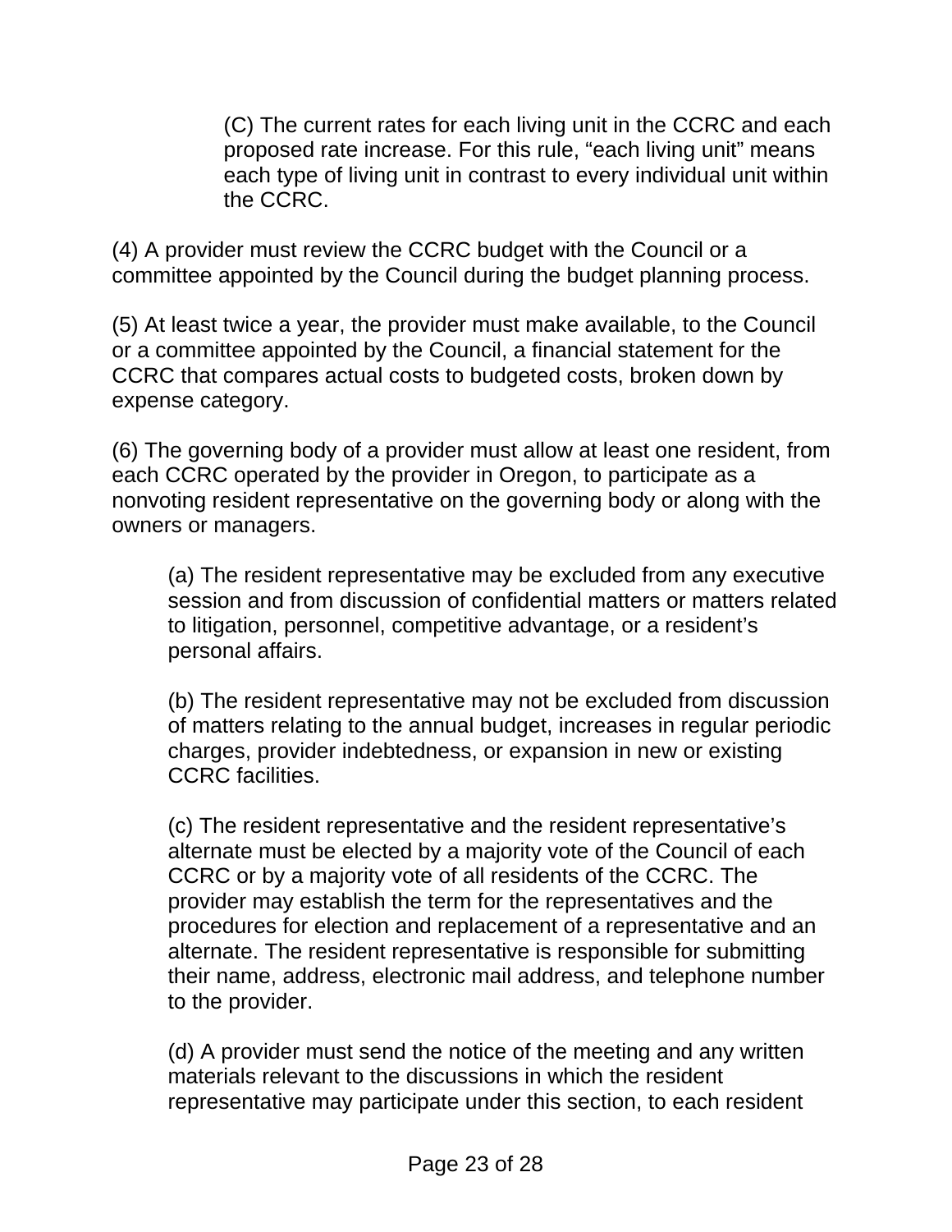(C) The current rates for each living unit in the CCRC and each proposed rate increase. For this rule, "each living unit" means each type of living unit in contrast to every individual unit within the CCRC.

(4) A provider must review the CCRC budget with the Council or a committee appointed by the Council during the budget planning process.

(5) At least twice a year, the provider must make available, to the Council or a committee appointed by the Council, a financial statement for the CCRC that compares actual costs to budgeted costs, broken down by expense category.

(6) The governing body of a provider must allow at least one resident, from each CCRC operated by the provider in Oregon, to participate as a nonvoting resident representative on the governing body or along with the owners or managers.

(a) The resident representative may be excluded from any executive session and from discussion of confidential matters or matters related to litigation, personnel, competitive advantage, or a resident's personal affairs.

(b) The resident representative may not be excluded from discussion of matters relating to the annual budget, increases in regular periodic charges, provider indebtedness, or expansion in new or existing CCRC facilities.

(c) The resident representative and the resident representative's alternate must be elected by a majority vote of the Council of each CCRC or by a majority vote of all residents of the CCRC. The provider may establish the term for the representatives and the procedures for election and replacement of a representative and an alternate. The resident representative is responsible for submitting their name, address, electronic mail address, and telephone number to the provider.

(d) A provider must send the notice of the meeting and any written materials relevant to the discussions in which the resident representative may participate under this section, to each resident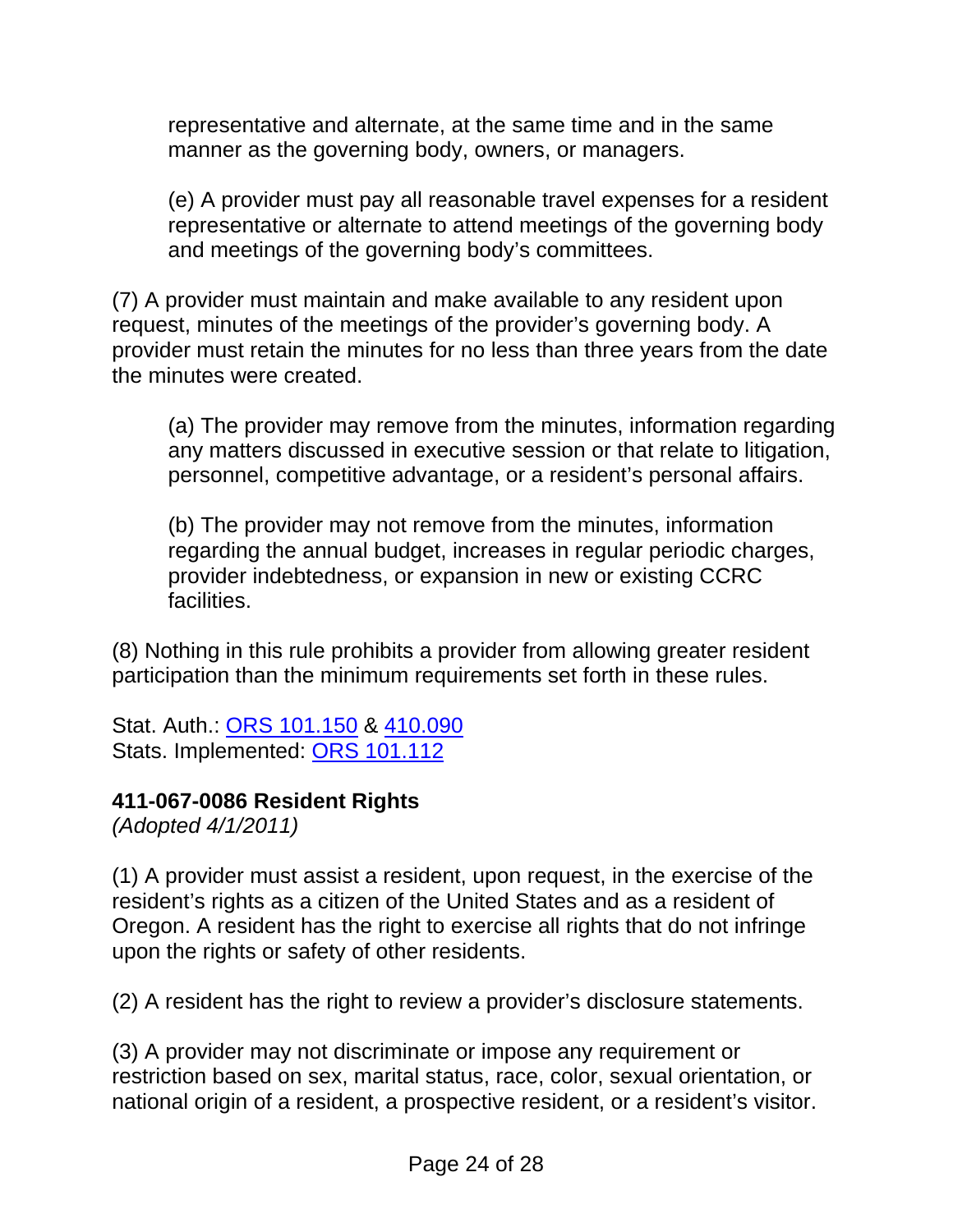representative and alternate, at the same time and in the same manner as the governing body, owners, or managers.

(e) A provider must pay all reasonable travel expenses for a resident representative or alternate to attend meetings of the governing body and meetings of the governing body's committees.

(7) A provider must maintain and make available to any resident upon request, minutes of the meetings of the provider's governing body. A provider must retain the minutes for no less than three years from the date the minutes were created.

(a) The provider may remove from the minutes, information regarding any matters discussed in executive session or that relate to litigation, personnel, competitive advantage, or a resident's personal affairs.

(b) The provider may not remove from the minutes, information regarding the annual budget, increases in regular periodic charges, provider indebtedness, or expansion in new or existing CCRC facilities.

(8) Nothing in this rule prohibits a provider from allowing greater resident participation than the minimum requirements set forth in these rules.

Stat. Auth.: ORS 101.150 & 410.090
Stats. Implemented: ORS 101.112

**411-067-0086 Resident Rights**
*(Adopted 4/1/2011)*

(1) A provider must assist a resident, upon request, in the exercise of the resident's rights as a citizen of the United States and as a resident of Oregon. A resident has the right to exercise all rights that do not infringe upon the rights or safety of other residents.

(2) A resident has the right to review a provider's disclosure statements.

(3) A provider may not discriminate or impose any requirement or restriction based on sex, marital status, race, color, sexual orientation, or national origin of a resident, a prospective resident, or a resident's visitor.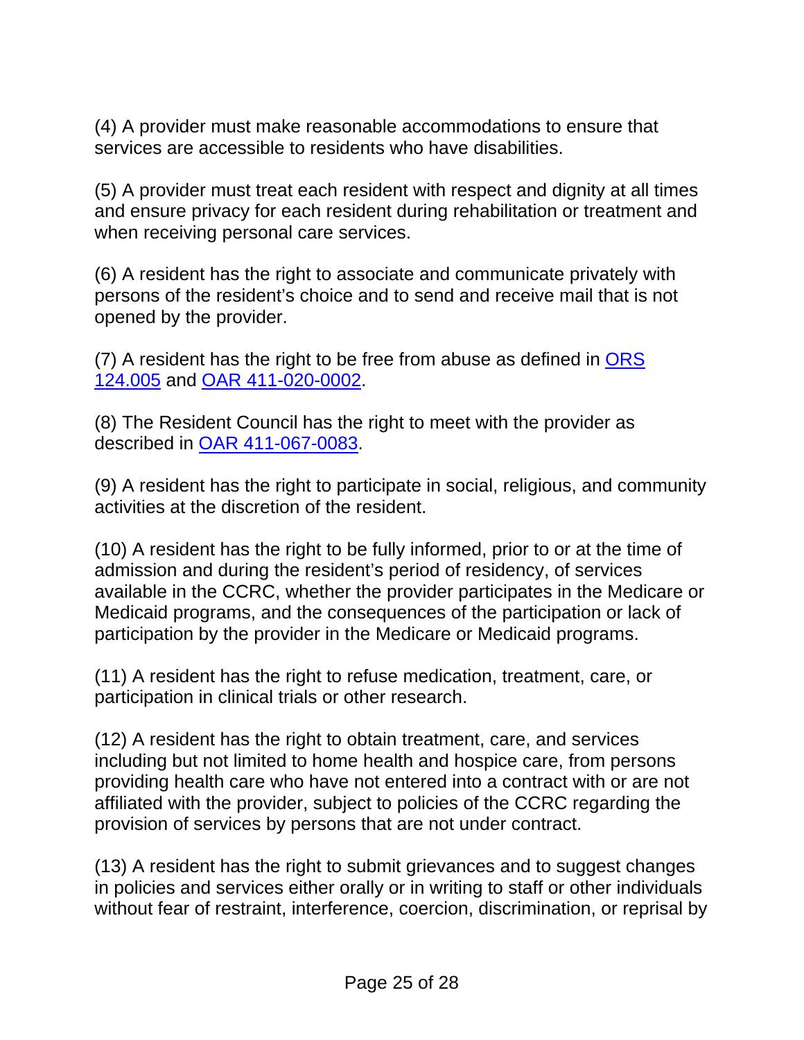(4) A provider must make reasonable accommodations to ensure that services are accessible to residents who have disabilities.

(5) A provider must treat each resident with respect and dignity at all times and ensure privacy for each resident during rehabilitation or treatment and when receiving personal care services.

(6) A resident has the right to associate and communicate privately with persons of the resident's choice and to send and receive mail that is not opened by the provider.

(7) A resident has the right to be free from abuse as defined in ORS 124.005 and OAR 411-020-0002.

(8) The Resident Council has the right to meet with the provider as described in OAR 411-067-0083.

(9) A resident has the right to participate in social, religious, and community activities at the discretion of the resident.

(10) A resident has the right to be fully informed, prior to or at the time of admission and during the resident's period of residency, of services available in the CCRC, whether the provider participates in the Medicare or Medicaid programs, and the consequences of the participation or lack of participation by the provider in the Medicare or Medicaid programs.

(11) A resident has the right to refuse medication, treatment, care, or participation in clinical trials or other research.

(12) A resident has the right to obtain treatment, care, and services including but not limited to home health and hospice care, from persons providing health care who have not entered into a contract with or are not affiliated with the provider, subject to policies of the CCRC regarding the provision of services by persons that are not under contract.

(13) A resident has the right to submit grievances and to suggest changes in policies and services either orally or in writing to staff or other individuals without fear of restraint, interference, coercion, discrimination, or reprisal by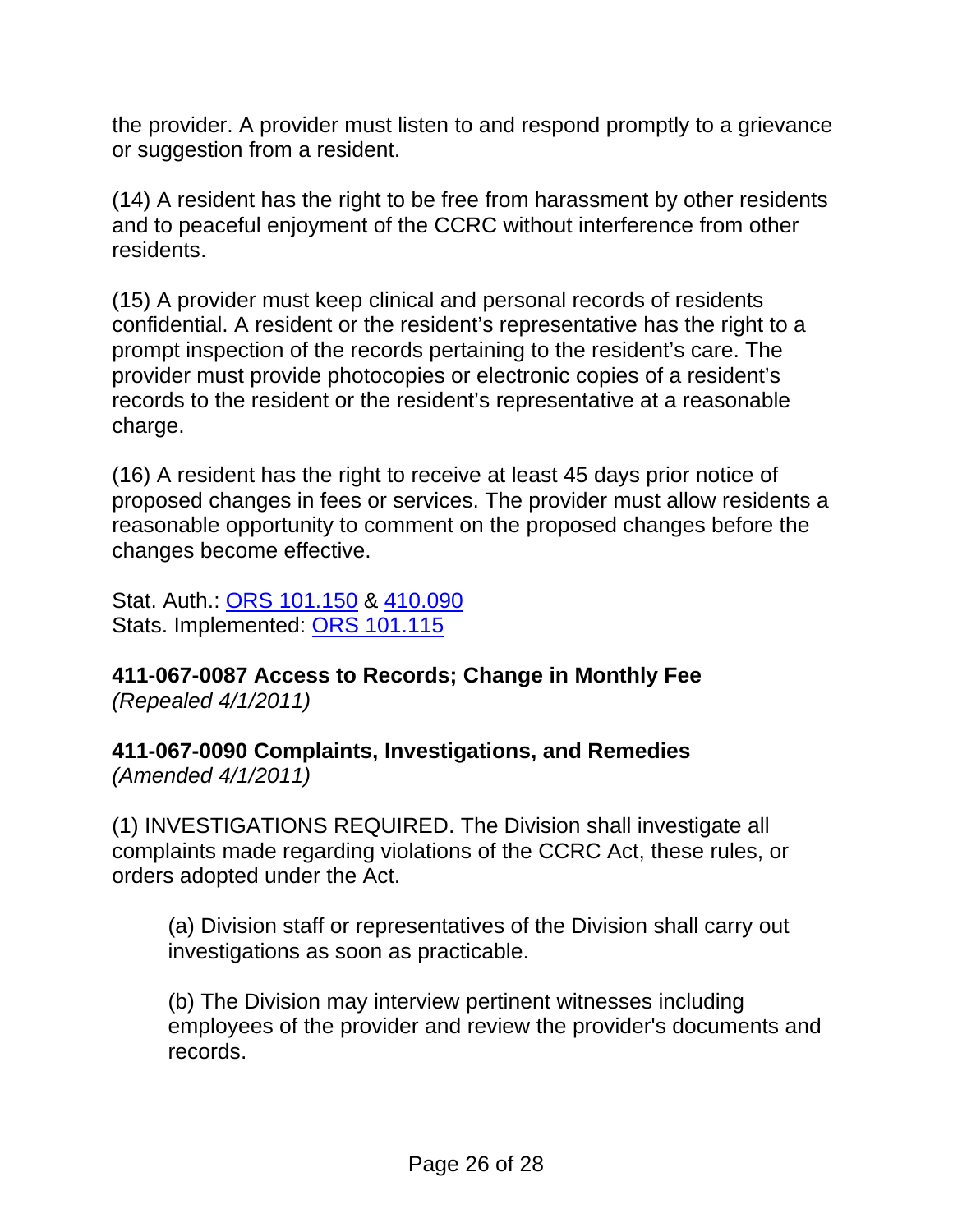the provider. A provider must listen to and respond promptly to a grievance or suggestion from a resident.

(14) A resident has the right to be free from harassment by other residents and to peaceful enjoyment of the CCRC without interference from other residents.

(15) A provider must keep clinical and personal records of residents confidential. A resident or the resident's representative has the right to a prompt inspection of the records pertaining to the resident's care. The provider must provide photocopies or electronic copies of a resident's records to the resident or the resident's representative at a reasonable charge.

(16) A resident has the right to receive at least 45 days prior notice of proposed changes in fees or services. The provider must allow residents a reasonable opportunity to comment on the proposed changes before the changes become effective.

Stat. Auth.: [ORS 101.150](ORS 101.150) & [410.090](410.090)
Stats. Implemented: [ORS 101.115](ORS 101.115)

**411-067-0087 Access to Records; Change in Monthly Fee**
*(Repealed 4/1/2011)*

**411-067-0090 Complaints, Investigations, and Remedies**
*(Amended 4/1/2011)*

(1) INVESTIGATIONS REQUIRED. The Division shall investigate all complaints made regarding violations of the CCRC Act, these rules, or orders adopted under the Act.

> (a) Division staff or representatives of the Division shall carry out investigations as soon as practicable.
>
> (b) The Division may interview pertinent witnesses including employees of the provider and review the provider's documents and records.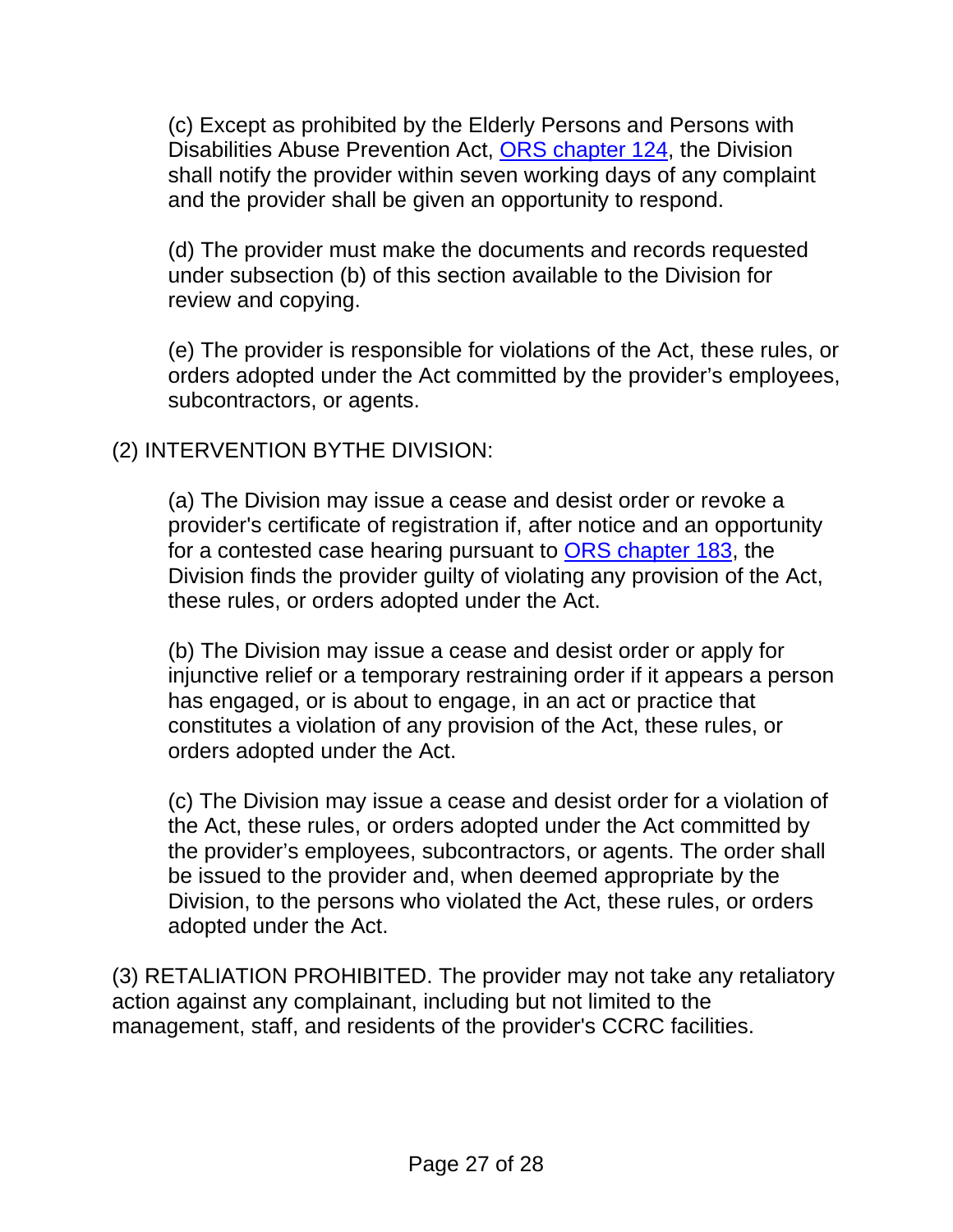(c) Except as prohibited by the Elderly Persons and Persons with Disabilities Abuse Prevention Act, [ORS chapter 124](), the Division shall notify the provider within seven working days of any complaint and the provider shall be given an opportunity to respond.

(d) The provider must make the documents and records requested under subsection (b) of this section available to the Division for review and copying.

(e) The provider is responsible for violations of the Act, these rules, or orders adopted under the Act committed by the provider's employees, subcontractors, or agents.

(2) INTERVENTION BYTHE DIVISION:

(a) The Division may issue a cease and desist order or revoke a provider's certificate of registration if, after notice and an opportunity for a contested case hearing pursuant to [ORS chapter 183](), the Division finds the provider guilty of violating any provision of the Act, these rules, or orders adopted under the Act.

(b) The Division may issue a cease and desist order or apply for injunctive relief or a temporary restraining order if it appears a person has engaged, or is about to engage, in an act or practice that constitutes a violation of any provision of the Act, these rules, or orders adopted under the Act.

(c) The Division may issue a cease and desist order for a violation of the Act, these rules, or orders adopted under the Act committed by the provider's employees, subcontractors, or agents. The order shall be issued to the provider and, when deemed appropriate by the Division, to the persons who violated the Act, these rules, or orders adopted under the Act.

(3) RETALIATION PROHIBITED. The provider may not take any retaliatory action against any complainant, including but not limited to the management, staff, and residents of the provider's CCRC facilities.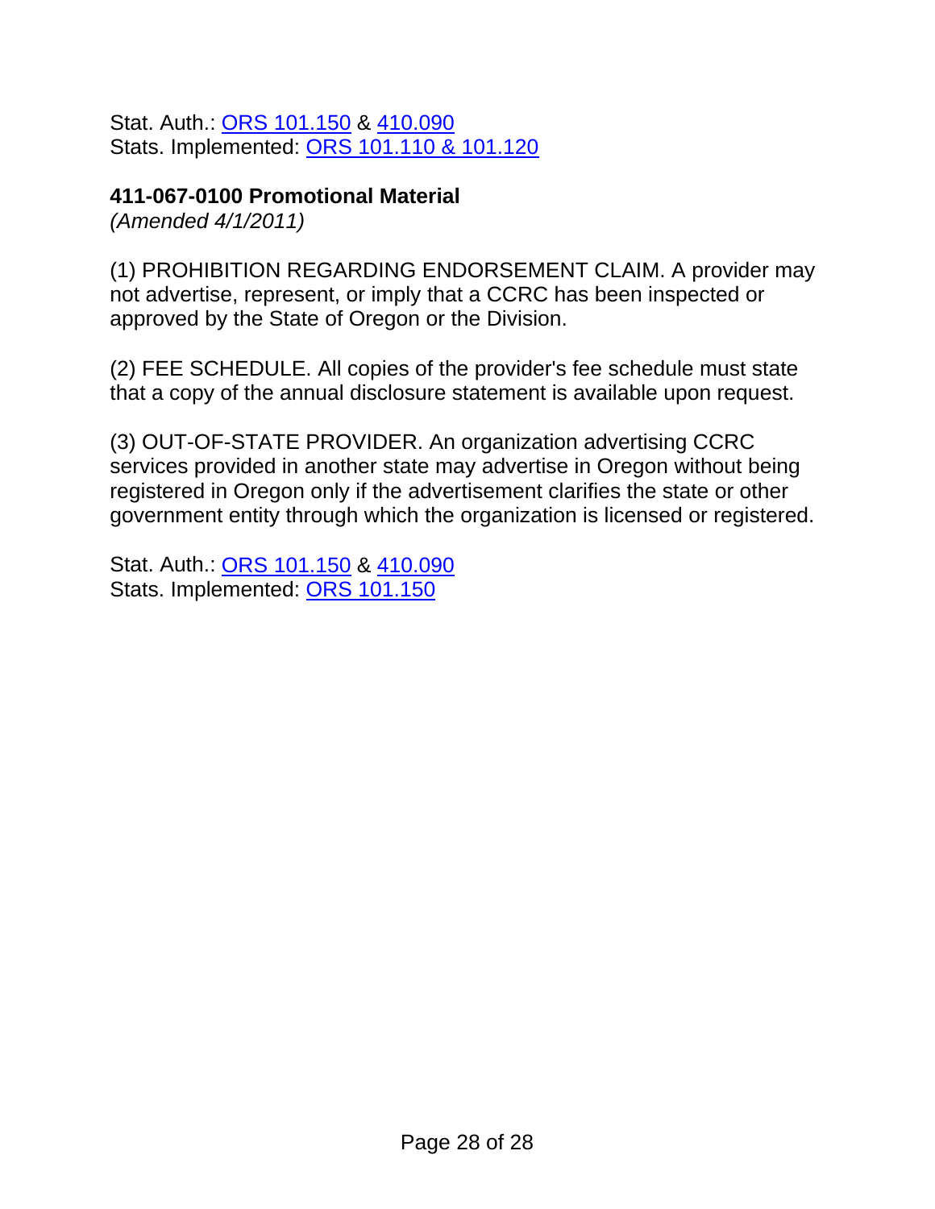Stat. Auth.: [ORS 101.150](#) & [410.090](#)
Stats. Implemented: [ORS 101.110 & 101.120](#)

**411-067-0100 Promotional Material**
*(Amended 4/1/2011)*

(1) PROHIBITION REGARDING ENDORSEMENT CLAIM. A provider may not advertise, represent, or imply that a CCRC has been inspected or approved by the State of Oregon or the Division.

(2) FEE SCHEDULE. All copies of the provider's fee schedule must state that a copy of the annual disclosure statement is available upon request.

(3) OUT-OF-STATE PROVIDER. An organization advertising CCRC services provided in another state may advertise in Oregon without being registered in Oregon only if the advertisement clarifies the state or other government entity through which the organization is licensed or registered.

Stat. Auth.: [ORS 101.150](#) & [410.090](#)
Stats. Implemented: [ORS 101.150](#)